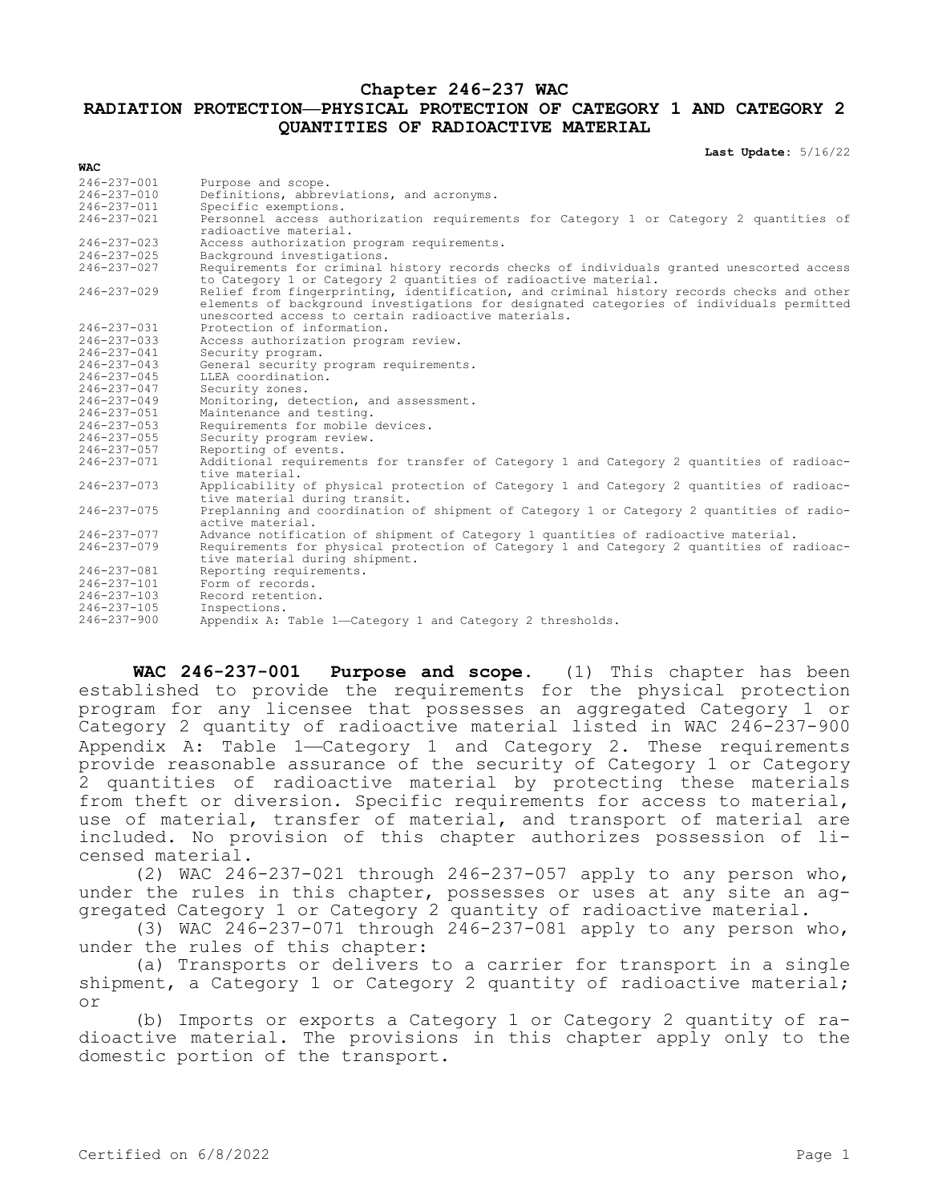# Chapter 246-237 WAC

## RADIATION PROTECTION—PHYSICAL PROTECTION OF CATEGORY 1 AND CATEGORY 2 QUANTITIES OF RADIOACTIVE MATERIAL

**Last Update:** 5/16/22

| WAC | |
|---|---|
| 246-237-001 | Purpose and scope. |
| 246-237-010 | Definitions, abbreviations, and acronyms. |
| 246-237-011 | Specific exemptions. |
| 246-237-021 | Personnel access authorization requirements for Category 1 or Category 2 quantities of radioactive material. |
| 246-237-023 | Access authorization program requirements. |
| 246-237-025 | Background investigations. |
| 246-237-027 | Requirements for criminal history records checks of individuals granted unescorted access to Category 1 or Category 2 quantities of radioactive material. |
| 246-237-029 | Relief from fingerprinting, identification, and criminal history records checks and other elements of background investigations for designated categories of individuals permitted unescorted access to certain radioactive materials. |
| 246-237-031 | Protection of information. |
| 246-237-033 | Access authorization program review. |
| 246-237-041 | Security program. |
| 246-237-043 | General security program requirements. |
| 246-237-045 | LLEA coordination. |
| 246-237-047 | Security zones. |
| 246-237-049 | Monitoring, detection, and assessment. |
| 246-237-051 | Maintenance and testing. |
| 246-237-053 | Requirements for mobile devices. |
| 246-237-055 | Security program review. |
| 246-237-057 | Reporting of events. |
| 246-237-071 | Additional requirements for transfer of Category 1 and Category 2 quantities of radioactive material. |
| 246-237-073 | Applicability of physical protection of Category 1 and Category 2 quantities of radioactive material during transit. |
| 246-237-075 | Preplanning and coordination of shipment of Category 1 or Category 2 quantities of radioactive material. |
| 246-237-077 | Advance notification of shipment of Category 1 quantities of radioactive material. |
| 246-237-079 | Requirements for physical protection of Category 1 and Category 2 quantities of radioactive material during shipment. |
| 246-237-081 | Reporting requirements. |
| 246-237-101 | Form of records. |
| 246-237-103 | Record retention. |
| 246-237-105 | Inspections. |
| 246-237-900 | Appendix A: Table 1—Category 1 and Category 2 thresholds. |

**WAC 246-237-001 Purpose and scope.** (1) This chapter has been established to provide the requirements for the physical protection program for any licensee that possesses an aggregated Category 1 or Category 2 quantity of radioactive material listed in WAC 246-237-900 Appendix A: Table 1—Category 1 and Category 2. These requirements provide reasonable assurance of the security of Category 1 or Category 2 quantities of radioactive material by protecting these materials from theft or diversion. Specific requirements for access to material, use of material, transfer of material, and transport of material are included. No provision of this chapter authorizes possession of licensed material.

(2) WAC 246-237-021 through 246-237-057 apply to any person who, under the rules in this chapter, possesses or uses at any site an aggregated Category 1 or Category 2 quantity of radioactive material.

(3) WAC 246-237-071 through 246-237-081 apply to any person who, under the rules of this chapter:

(a) Transports or delivers to a carrier for transport in a single shipment, a Category 1 or Category 2 quantity of radioactive material; or

(b) Imports or exports a Category 1 or Category 2 quantity of radioactive material. The provisions in this chapter apply only to the domestic portion of the transport.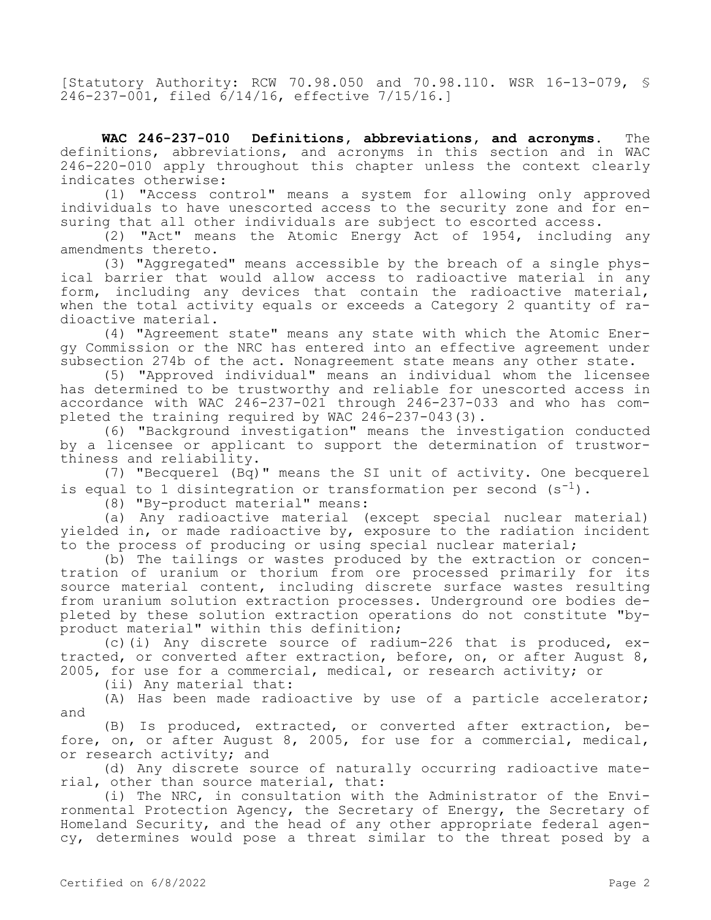[Statutory Authority: RCW 70.98.050 and 70.98.110. WSR 16-13-079, § 246-237-001, filed 6/14/16, effective 7/15/16.]

**WAC 246-237-010 Definitions, abbreviations, and acronyms.** The definitions, abbreviations, and acronyms in this section and in WAC 246-220-010 apply throughout this chapter unless the context clearly indicates otherwise:

(1) "Access control" means a system for allowing only approved individuals to have unescorted access to the security zone and for ensuring that all other individuals are subject to escorted access.

(2) "Act" means the Atomic Energy Act of 1954, including any amendments thereto.

(3) "Aggregated" means accessible by the breach of a single physical barrier that would allow access to radioactive material in any form, including any devices that contain the radioactive material, when the total activity equals or exceeds a Category 2 quantity of radioactive material.

(4) "Agreement state" means any state with which the Atomic Energy Commission or the NRC has entered into an effective agreement under subsection 274b of the act. Nonagreement state means any other state.

(5) "Approved individual" means an individual whom the licensee has determined to be trustworthy and reliable for unescorted access in accordance with WAC 246-237-021 through 246-237-033 and who has completed the training required by WAC 246-237-043(3).

(6) "Background investigation" means the investigation conducted by a licensee or applicant to support the determination of trustworthiness and reliability.

(7) "Becquerel (Bq)" means the SI unit of activity. One becquerel is equal to 1 disintegration or transformation per second ($s^{-1}$).

(8) "By-product material" means:

(a) Any radioactive material (except special nuclear material) yielded in, or made radioactive by, exposure to the radiation incident to the process of producing or using special nuclear material;

(b) The tailings or wastes produced by the extraction or concentration of uranium or thorium from ore processed primarily for its source material content, including discrete surface wastes resulting from uranium solution extraction processes. Underground ore bodies depleted by these solution extraction operations do not constitute "by-product material" within this definition;

(c)(i) Any discrete source of radium-226 that is produced, extracted, or converted after extraction, before, on, or after August 8, 2005, for use for a commercial, medical, or research activity; or

(ii) Any material that:

(A) Has been made radioactive by use of a particle accelerator; and

(B) Is produced, extracted, or converted after extraction, before, on, or after August 8, 2005, for use for a commercial, medical, or research activity; and

(d) Any discrete source of naturally occurring radioactive material, other than source material, that:

(i) The NRC, in consultation with the Administrator of the Environmental Protection Agency, the Secretary of Energy, the Secretary of Homeland Security, and the head of any other appropriate federal agency, determines would pose a threat similar to the threat posed by a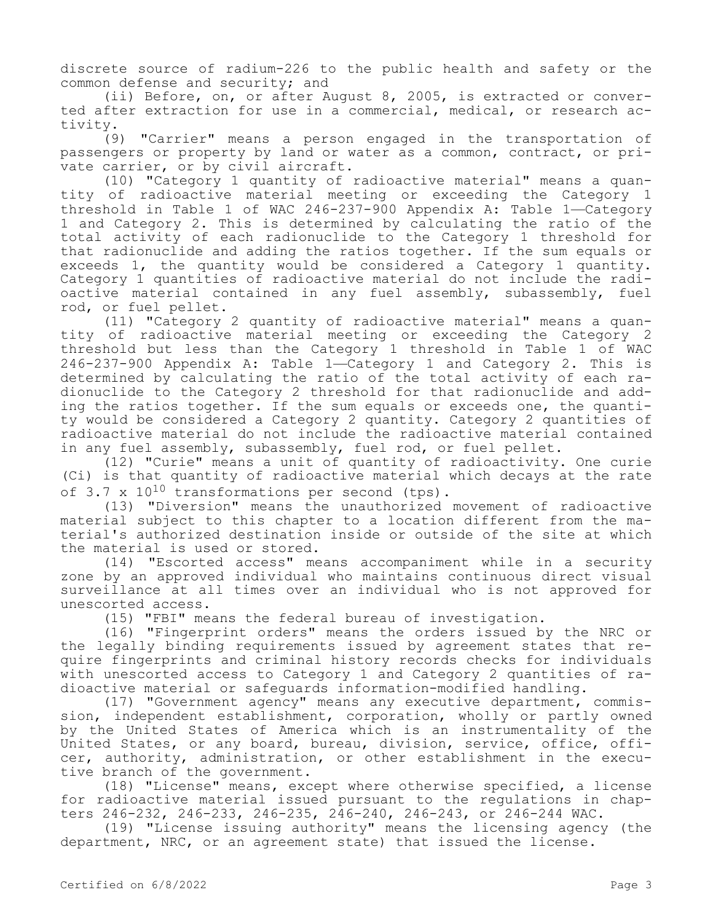discrete source of radium-226 to the public health and safety or the common defense and security; and

(ii) Before, on, or after August 8, 2005, is extracted or converted after extraction for use in a commercial, medical, or research activity.

(9) "Carrier" means a person engaged in the transportation of passengers or property by land or water as a common, contract, or private carrier, or by civil aircraft.

(10) "Category 1 quantity of radioactive material" means a quantity of radioactive material meeting or exceeding the Category 1 threshold in Table 1 of WAC 246-237-900 Appendix A: Table 1—Category 1 and Category 2. This is determined by calculating the ratio of the total activity of each radionuclide to the Category 1 threshold for that radionuclide and adding the ratios together. If the sum equals or exceeds 1, the quantity would be considered a Category 1 quantity. Category 1 quantities of radioactive material do not include the radioactive material contained in any fuel assembly, subassembly, fuel rod, or fuel pellet.

(11) "Category 2 quantity of radioactive material" means a quantity of radioactive material meeting or exceeding the Category 2 threshold but less than the Category 1 threshold in Table 1 of WAC 246-237-900 Appendix A: Table 1—Category 1 and Category 2. This is determined by calculating the ratio of the total activity of each radionuclide to the Category 2 threshold for that radionuclide and adding the ratios together. If the sum equals or exceeds one, the quantity would be considered a Category 2 quantity. Category 2 quantities of radioactive material do not include the radioactive material contained in any fuel assembly, subassembly, fuel rod, or fuel pellet.

(12) "Curie" means a unit of quantity of radioactivity. One curie (Ci) is that quantity of radioactive material which decays at the rate of $3.7 \times 10^{10}$ transformations per second (tps).

(13) "Diversion" means the unauthorized movement of radioactive material subject to this chapter to a location different from the material's authorized destination inside or outside of the site at which the material is used or stored.

(14) "Escorted access" means accompaniment while in a security zone by an approved individual who maintains continuous direct visual surveillance at all times over an individual who is not approved for unescorted access.

(15) "FBI" means the federal bureau of investigation.

(16) "Fingerprint orders" means the orders issued by the NRC or the legally binding requirements issued by agreement states that require fingerprints and criminal history records checks for individuals with unescorted access to Category 1 and Category 2 quantities of radioactive material or safeguards information-modified handling.

(17) "Government agency" means any executive department, commission, independent establishment, corporation, wholly or partly owned by the United States of America which is an instrumentality of the United States, or any board, bureau, division, service, office, officer, authority, administration, or other establishment in the executive branch of the government.

(18) "License" means, except where otherwise specified, a license for radioactive material issued pursuant to the regulations in chapters 246-232, 246-233, 246-235, 246-240, 246-243, or 246-244 WAC.

(19) "License issuing authority" means the licensing agency (the department, NRC, or an agreement state) that issued the license.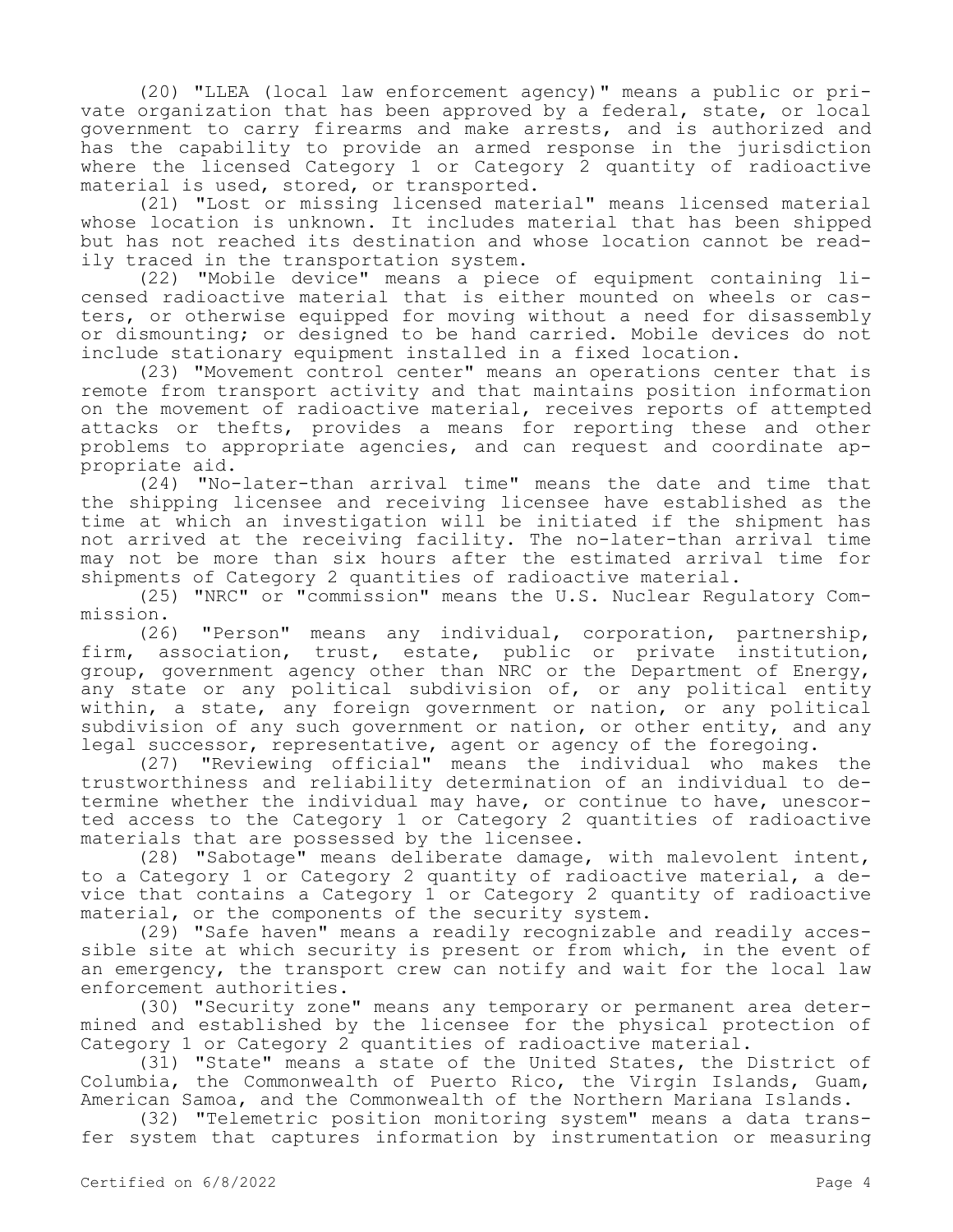(20) "LLEA (local law enforcement agency)" means a public or private organization that has been approved by a federal, state, or local government to carry firearms and make arrests, and is authorized and has the capability to provide an armed response in the jurisdiction where the licensed Category 1 or Category 2 quantity of radioactive material is used, stored, or transported.

(21) "Lost or missing licensed material" means licensed material whose location is unknown. It includes material that has been shipped but has not reached its destination and whose location cannot be readily traced in the transportation system.

(22) "Mobile device" means a piece of equipment containing licensed radioactive material that is either mounted on wheels or casters, or otherwise equipped for moving without a need for disassembly or dismounting; or designed to be hand carried. Mobile devices do not include stationary equipment installed in a fixed location.

(23) "Movement control center" means an operations center that is remote from transport activity and that maintains position information on the movement of radioactive material, receives reports of attempted attacks or thefts, provides a means for reporting these and other problems to appropriate agencies, and can request and coordinate appropriate aid.

(24) "No-later-than arrival time" means the date and time that the shipping licensee and receiving licensee have established as the time at which an investigation will be initiated if the shipment has not arrived at the receiving facility. The no-later-than arrival time may not be more than six hours after the estimated arrival time for shipments of Category 2 quantities of radioactive material.

(25) "NRC" or "commission" means the U.S. Nuclear Regulatory Commission.

(26) "Person" means any individual, corporation, partnership, firm, association, trust, estate, public or private institution, group, government agency other than NRC or the Department of Energy, any state or any political subdivision of, or any political entity within, a state, any foreign government or nation, or any political subdivision of any such government or nation, or other entity, and any legal successor, representative, agent or agency of the foregoing.

(27) "Reviewing official" means the individual who makes the trustworthiness and reliability determination of an individual to determine whether the individual may have, or continue to have, unescorted access to the Category 1 or Category 2 quantities of radioactive materials that are possessed by the licensee.

(28) "Sabotage" means deliberate damage, with malevolent intent, to a Category 1 or Category 2 quantity of radioactive material, a device that contains a Category 1 or Category 2 quantity of radioactive material, or the components of the security system.

(29) "Safe haven" means a readily recognizable and readily accessible site at which security is present or from which, in the event of an emergency, the transport crew can notify and wait for the local law enforcement authorities.

(30) "Security zone" means any temporary or permanent area determined and established by the licensee for the physical protection of Category 1 or Category 2 quantities of radioactive material.

(31) "State" means a state of the United States, the District of Columbia, the Commonwealth of Puerto Rico, the Virgin Islands, Guam, American Samoa, and the Commonwealth of the Northern Mariana Islands.

(32) "Telemetric position monitoring system" means a data transfer system that captures information by instrumentation or measuring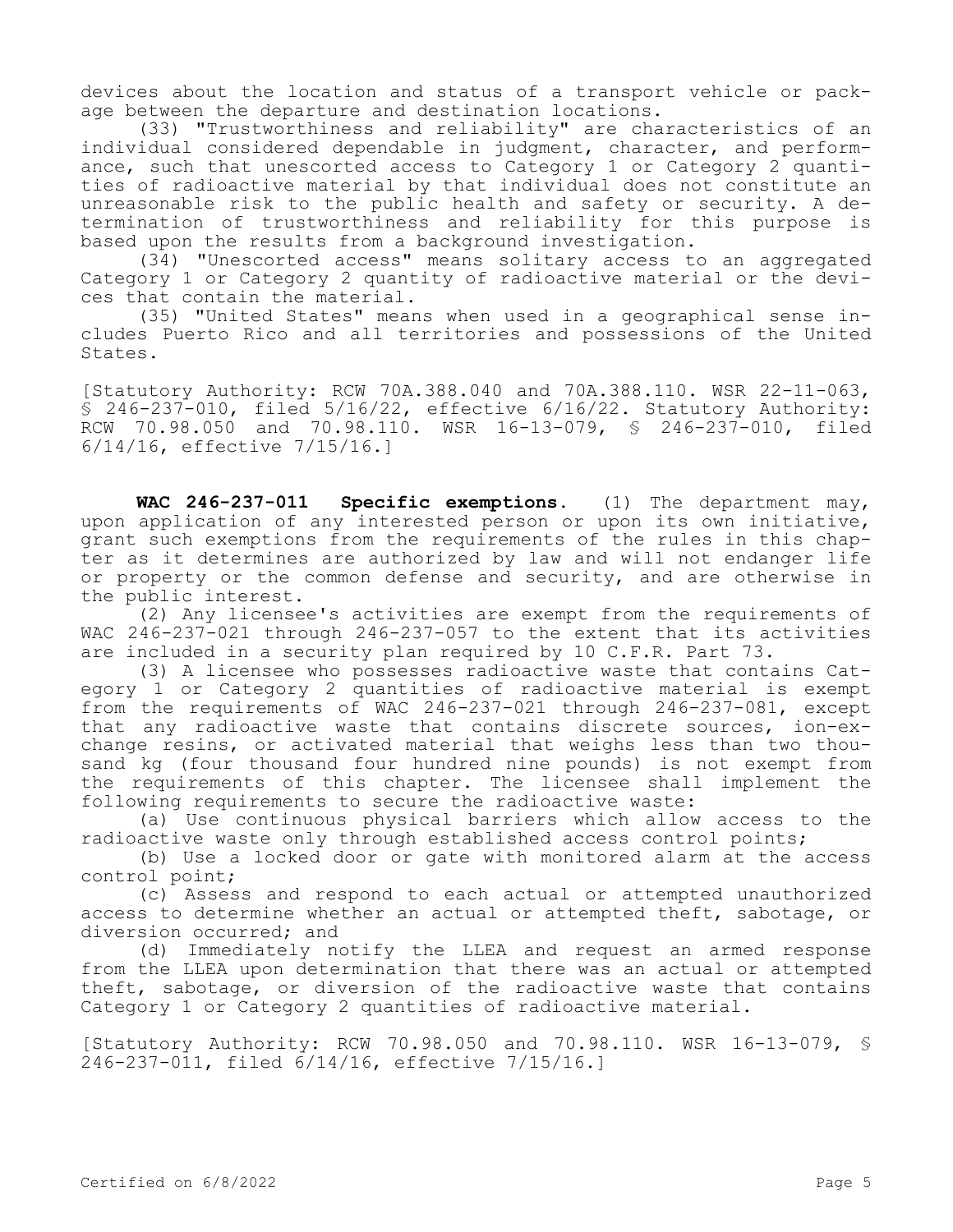devices about the location and status of a transport vehicle or package between the departure and destination locations.

(33) "Trustworthiness and reliability" are characteristics of an individual considered dependable in judgment, character, and performance, such that unescorted access to Category 1 or Category 2 quantities of radioactive material by that individual does not constitute an unreasonable risk to the public health and safety or security. A determination of trustworthiness and reliability for this purpose is based upon the results from a background investigation.

(34) "Unescorted access" means solitary access to an aggregated Category 1 or Category 2 quantity of radioactive material or the devices that contain the material.

(35) "United States" means when used in a geographical sense includes Puerto Rico and all territories and possessions of the United States.

[Statutory Authority: RCW 70A.388.040 and 70A.388.110. WSR 22-11-063, § 246-237-010, filed 5/16/22, effective 6/16/22. Statutory Authority: RCW 70.98.050 and 70.98.110. WSR 16-13-079, § 246-237-010, filed 6/14/16, effective 7/15/16.]

**WAC 246-237-011 Specific exemptions.** (1) The department may, upon application of any interested person or upon its own initiative, grant such exemptions from the requirements of the rules in this chapter as it determines are authorized by law and will not endanger life or property or the common defense and security, and are otherwise in the public interest.

(2) Any licensee's activities are exempt from the requirements of WAC 246-237-021 through 246-237-057 to the extent that its activities are included in a security plan required by 10 C.F.R. Part 73.

(3) A licensee who possesses radioactive waste that contains Category 1 or Category 2 quantities of radioactive material is exempt from the requirements of WAC 246-237-021 through 246-237-081, except that any radioactive waste that contains discrete sources, ion-exchange resins, or activated material that weighs less than two thousand kg (four thousand four hundred nine pounds) is not exempt from the requirements of this chapter. The licensee shall implement the following requirements to secure the radioactive waste:

(a) Use continuous physical barriers which allow access to the radioactive waste only through established access control points;

(b) Use a locked door or gate with monitored alarm at the access control point;

(c) Assess and respond to each actual or attempted unauthorized access to determine whether an actual or attempted theft, sabotage, or diversion occurred; and

(d) Immediately notify the LLEA and request an armed response from the LLEA upon determination that there was an actual or attempted theft, sabotage, or diversion of the radioactive waste that contains Category 1 or Category 2 quantities of radioactive material.

[Statutory Authority: RCW 70.98.050 and 70.98.110. WSR 16-13-079, § 246-237-011, filed 6/14/16, effective 7/15/16.]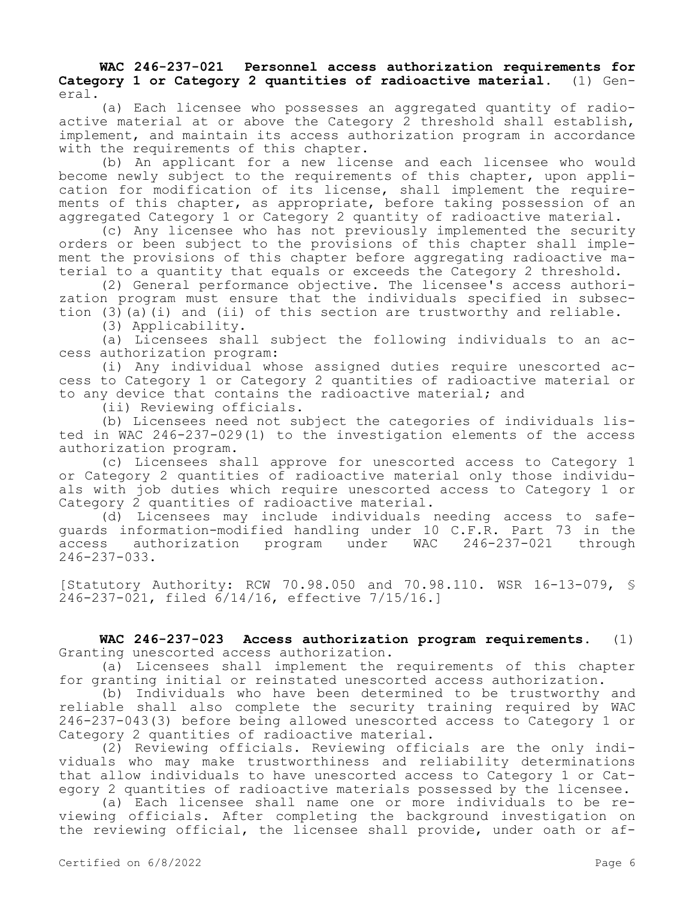**WAC 246-237-021 Personnel access authorization requirements for Category 1 or Category 2 quantities of radioactive material.** (1) General.

(a) Each licensee who possesses an aggregated quantity of radioactive material at or above the Category 2 threshold shall establish, implement, and maintain its access authorization program in accordance with the requirements of this chapter.

(b) An applicant for a new license and each licensee who would become newly subject to the requirements of this chapter, upon application for modification of its license, shall implement the requirements of this chapter, as appropriate, before taking possession of an aggregated Category 1 or Category 2 quantity of radioactive material.

(c) Any licensee who has not previously implemented the security orders or been subject to the provisions of this chapter shall implement the provisions of this chapter before aggregating radioactive material to a quantity that equals or exceeds the Category 2 threshold.

(2) General performance objective. The licensee's access authorization program must ensure that the individuals specified in subsection (3)(a)(i) and (ii) of this section are trustworthy and reliable.

(3) Applicability.

(a) Licensees shall subject the following individuals to an access authorization program:

(i) Any individual whose assigned duties require unescorted access to Category 1 or Category 2 quantities of radioactive material or to any device that contains the radioactive material; and

(ii) Reviewing officials.

(b) Licensees need not subject the categories of individuals listed in WAC 246-237-029(1) to the investigation elements of the access authorization program.

(c) Licensees shall approve for unescorted access to Category 1 or Category 2 quantities of radioactive material only those individuals with job duties which require unescorted access to Category 1 or Category 2 quantities of radioactive material.

(d) Licensees may include individuals needing access to safeguards information-modified handling under 10 C.F.R. Part 73 in the access authorization program under WAC 246-237-021 through 246-237-033.

[Statutory Authority: RCW 70.98.050 and 70.98.110. WSR 16-13-079, § 246-237-021, filed 6/14/16, effective 7/15/16.]

**WAC 246-237-023 Access authorization program requirements.** (1) Granting unescorted access authorization.

(a) Licensees shall implement the requirements of this chapter for granting initial or reinstated unescorted access authorization.

(b) Individuals who have been determined to be trustworthy and reliable shall also complete the security training required by WAC 246-237-043(3) before being allowed unescorted access to Category 1 or Category 2 quantities of radioactive material.

(2) Reviewing officials. Reviewing officials are the only individuals who may make trustworthiness and reliability determinations that allow individuals to have unescorted access to Category 1 or Category 2 quantities of radioactive materials possessed by the licensee.

(a) Each licensee shall name one or more individuals to be reviewing officials. After completing the background investigation on the reviewing official, the licensee shall provide, under oath or af-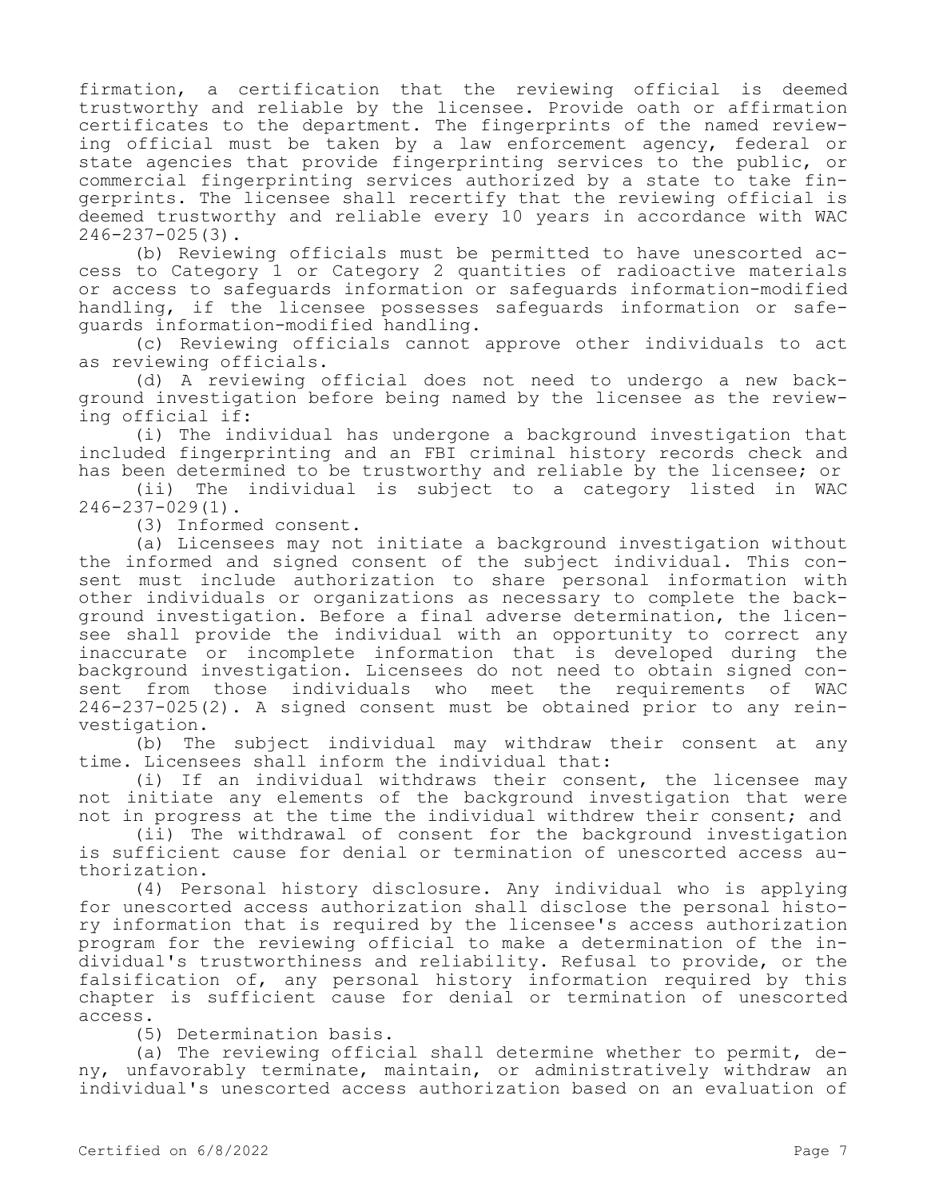firmation, a certification that the reviewing official is deemed trustworthy and reliable by the licensee. Provide oath or affirmation certificates to the department. The fingerprints of the named reviewing official must be taken by a law enforcement agency, federal or state agencies that provide fingerprinting services to the public, or commercial fingerprinting services authorized by a state to take fingerprints. The licensee shall recertify that the reviewing official is deemed trustworthy and reliable every 10 years in accordance with WAC 246-237-025(3).

(b) Reviewing officials must be permitted to have unescorted access to Category 1 or Category 2 quantities of radioactive materials or access to safeguards information or safeguards information-modified handling, if the licensee possesses safeguards information or safeguards information-modified handling.

(c) Reviewing officials cannot approve other individuals to act as reviewing officials.

(d) A reviewing official does not need to undergo a new background investigation before being named by the licensee as the reviewing official if:

(i) The individual has undergone a background investigation that included fingerprinting and an FBI criminal history records check and has been determined to be trustworthy and reliable by the licensee; or

(ii) The individual is subject to a category listed in WAC 246-237-029(1).

(3) Informed consent.

(a) Licensees may not initiate a background investigation without the informed and signed consent of the subject individual. This consent must include authorization to share personal information with other individuals or organizations as necessary to complete the background investigation. Before a final adverse determination, the licensee shall provide the individual with an opportunity to correct any inaccurate or incomplete information that is developed during the background investigation. Licensees do not need to obtain signed consent from those individuals who meet the requirements of WAC 246-237-025(2). A signed consent must be obtained prior to any reinvestigation.

(b) The subject individual may withdraw their consent at any time. Licensees shall inform the individual that:

(i) If an individual withdraws their consent, the licensee may not initiate any elements of the background investigation that were not in progress at the time the individual withdrew their consent; and

(ii) The withdrawal of consent for the background investigation is sufficient cause for denial or termination of unescorted access authorization.

(4) Personal history disclosure. Any individual who is applying for unescorted access authorization shall disclose the personal history information that is required by the licensee's access authorization program for the reviewing official to make a determination of the individual's trustworthiness and reliability. Refusal to provide, or the falsification of, any personal history information required by this chapter is sufficient cause for denial or termination of unescorted access.

(5) Determination basis.

(a) The reviewing official shall determine whether to permit, deny, unfavorably terminate, maintain, or administratively withdraw an individual's unescorted access authorization based on an evaluation of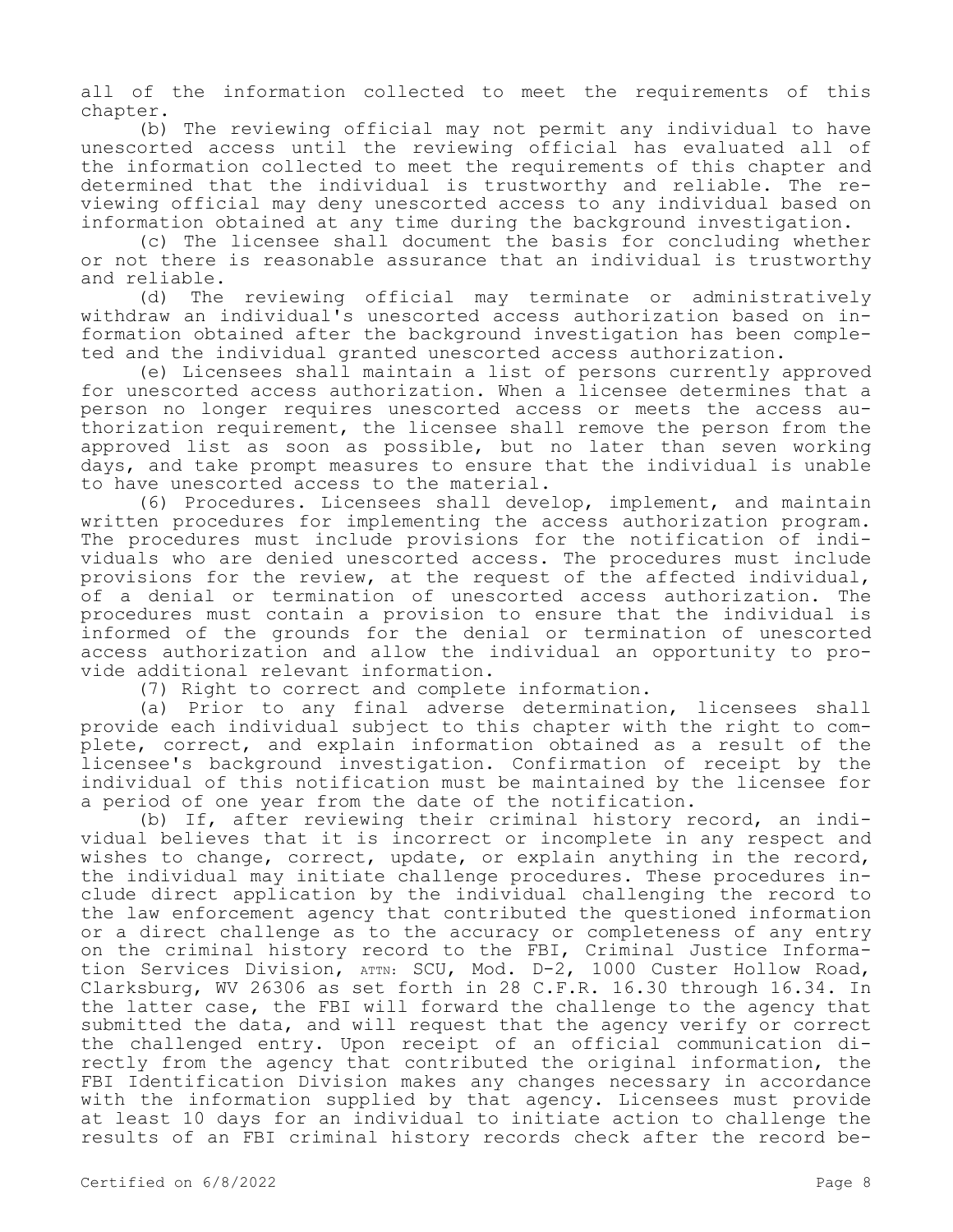all of the information collected to meet the requirements of this chapter.

(b) The reviewing official may not permit any individual to have unescorted access until the reviewing official has evaluated all of the information collected to meet the requirements of this chapter and determined that the individual is trustworthy and reliable. The reviewing official may deny unescorted access to any individual based on information obtained at any time during the background investigation.

(c) The licensee shall document the basis for concluding whether or not there is reasonable assurance that an individual is trustworthy and reliable.

(d) The reviewing official may terminate or administratively withdraw an individual's unescorted access authorization based on information obtained after the background investigation has been completed and the individual granted unescorted access authorization.

(e) Licensees shall maintain a list of persons currently approved for unescorted access authorization. When a licensee determines that a person no longer requires unescorted access or meets the access authorization requirement, the licensee shall remove the person from the approved list as soon as possible, but no later than seven working days, and take prompt measures to ensure that the individual is unable to have unescorted access to the material.

(6) Procedures. Licensees shall develop, implement, and maintain written procedures for implementing the access authorization program. The procedures must include provisions for the notification of individuals who are denied unescorted access. The procedures must include provisions for the review, at the request of the affected individual, of a denial or termination of unescorted access authorization. The procedures must contain a provision to ensure that the individual is informed of the grounds for the denial or termination of unescorted access authorization and allow the individual an opportunity to provide additional relevant information.

(7) Right to correct and complete information.

(a) Prior to any final adverse determination, licensees shall provide each individual subject to this chapter with the right to complete, correct, and explain information obtained as a result of the licensee's background investigation. Confirmation of receipt by the individual of this notification must be maintained by the licensee for a period of one year from the date of the notification.

(b) If, after reviewing their criminal history record, an individual believes that it is incorrect or incomplete in any respect and wishes to change, correct, update, or explain anything in the record, the individual may initiate challenge procedures. These procedures include direct application by the individual challenging the record to the law enforcement agency that contributed the questioned information or a direct challenge as to the accuracy or completeness of any entry on the criminal history record to the FBI, Criminal Justice Information Services Division, ATTN: SCU, Mod. D-2, 1000 Custer Hollow Road, Clarksburg, WV 26306 as set forth in 28 C.F.R. 16.30 through 16.34. In the latter case, the FBI will forward the challenge to the agency that submitted the data, and will request that the agency verify or correct the challenged entry. Upon receipt of an official communication directly from the agency that contributed the original information, the FBI Identification Division makes any changes necessary in accordance with the information supplied by that agency. Licensees must provide at least 10 days for an individual to initiate action to challenge the results of an FBI criminal history records check after the record be-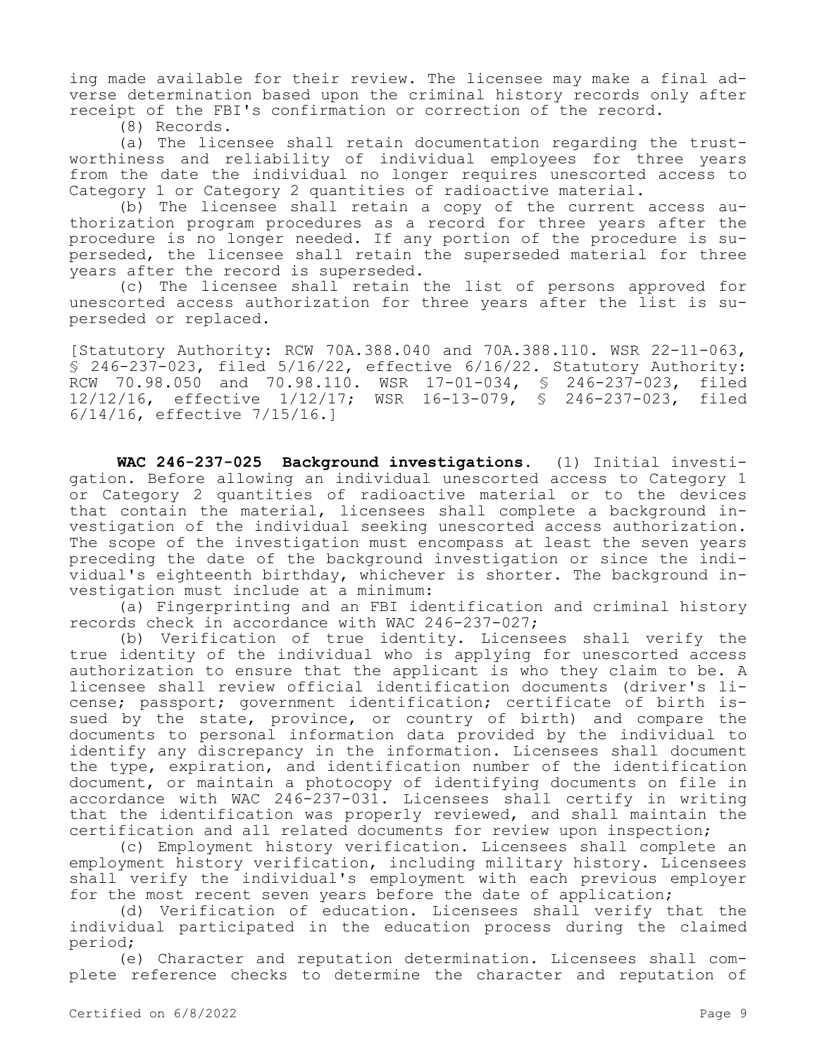ing made available for their review. The licensee may make a final adverse determination based upon the criminal history records only after receipt of the FBI's confirmation or correction of the record.

(8) Records.

(a) The licensee shall retain documentation regarding the trustworthiness and reliability of individual employees for three years from the date the individual no longer requires unescorted access to Category 1 or Category 2 quantities of radioactive material.

(b) The licensee shall retain a copy of the current access authorization program procedures as a record for three years after the procedure is no longer needed. If any portion of the procedure is superseded, the licensee shall retain the superseded material for three years after the record is superseded.

(c) The licensee shall retain the list of persons approved for unescorted access authorization for three years after the list is superseded or replaced.

[Statutory Authority: RCW 70A.388.040 and 70A.388.110. WSR 22-11-063, § 246-237-023, filed 5/16/22, effective 6/16/22. Statutory Authority: RCW 70.98.050 and 70.98.110. WSR 17-01-034, § 246-237-023, filed 12/12/16, effective 1/12/17; WSR 16-13-079, § 246-237-023, filed 6/14/16, effective 7/15/16.]

**WAC 246-237-025 Background investigations.** (1) Initial investigation. Before allowing an individual unescorted access to Category 1 or Category 2 quantities of radioactive material or to the devices that contain the material, licensees shall complete a background investigation of the individual seeking unescorted access authorization. The scope of the investigation must encompass at least the seven years preceding the date of the background investigation or since the individual's eighteenth birthday, whichever is shorter. The background investigation must include at a minimum:

(a) Fingerprinting and an FBI identification and criminal history records check in accordance with WAC 246-237-027;

(b) Verification of true identity. Licensees shall verify the true identity of the individual who is applying for unescorted access authorization to ensure that the applicant is who they claim to be. A licensee shall review official identification documents (driver's license; passport; government identification; certificate of birth issued by the state, province, or country of birth) and compare the documents to personal information data provided by the individual to identify any discrepancy in the information. Licensees shall document the type, expiration, and identification number of the identification document, or maintain a photocopy of identifying documents on file in accordance with WAC 246-237-031. Licensees shall certify in writing that the identification was properly reviewed, and shall maintain the certification and all related documents for review upon inspection;

(c) Employment history verification. Licensees shall complete an employment history verification, including military history. Licensees shall verify the individual's employment with each previous employer for the most recent seven years before the date of application;

(d) Verification of education. Licensees shall verify that the individual participated in the education process during the claimed period;

(e) Character and reputation determination. Licensees shall complete reference checks to determine the character and reputation of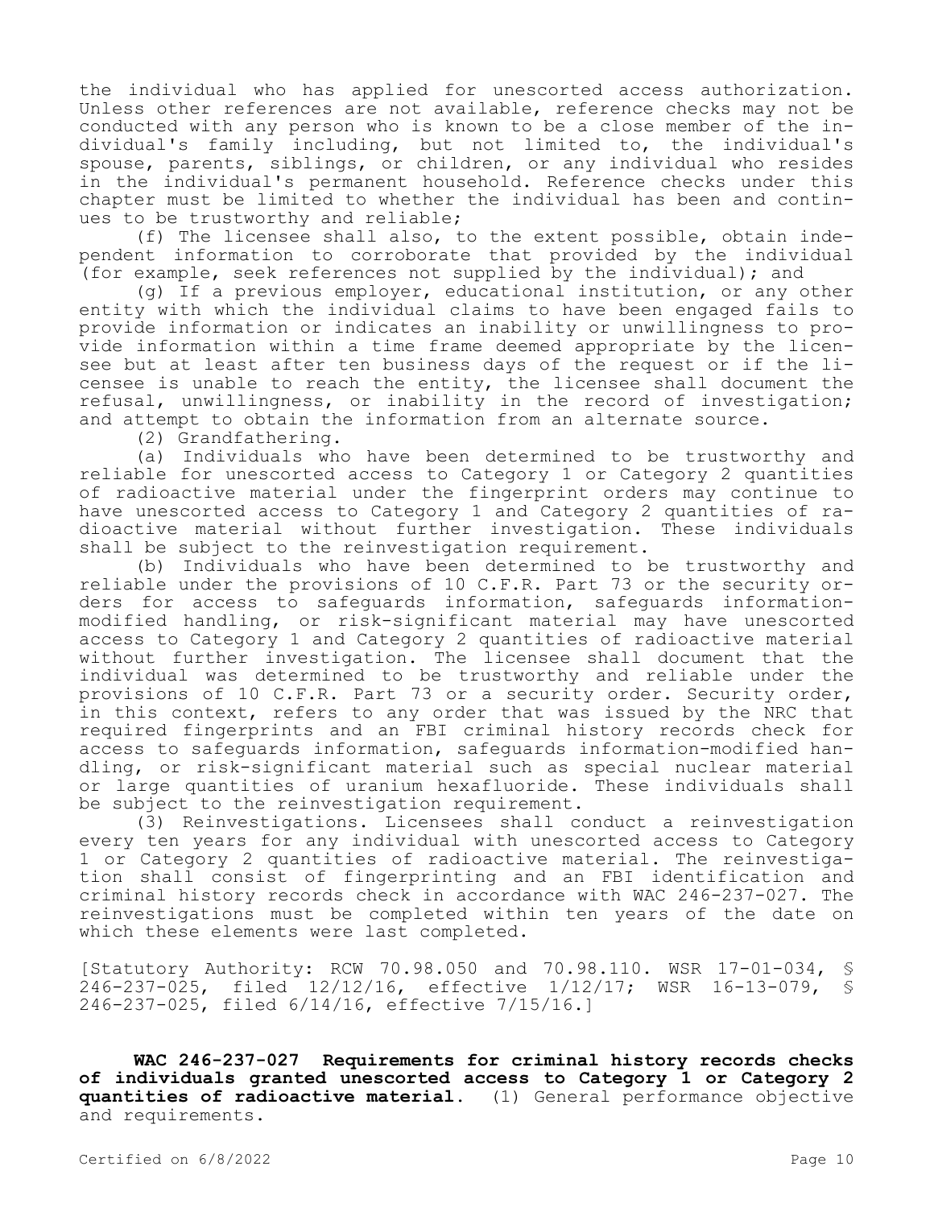the individual who has applied for unescorted access authorization. Unless other references are not available, reference checks may not be conducted with any person who is known to be a close member of the individual's family including, but not limited to, the individual's spouse, parents, siblings, or children, or any individual who resides in the individual's permanent household. Reference checks under this chapter must be limited to whether the individual has been and continues to be trustworthy and reliable;

(f) The licensee shall also, to the extent possible, obtain independent information to corroborate that provided by the individual (for example, seek references not supplied by the individual); and

(g) If a previous employer, educational institution, or any other entity with which the individual claims to have been engaged fails to provide information or indicates an inability or unwillingness to provide information within a time frame deemed appropriate by the licensee but at least after ten business days of the request or if the licensee is unable to reach the entity, the licensee shall document the refusal, unwillingness, or inability in the record of investigation; and attempt to obtain the information from an alternate source.

(2) Grandfathering.

(a) Individuals who have been determined to be trustworthy and reliable for unescorted access to Category 1 or Category 2 quantities of radioactive material under the fingerprint orders may continue to have unescorted access to Category 1 and Category 2 quantities of radioactive material without further investigation. These individuals shall be subject to the reinvestigation requirement.

(b) Individuals who have been determined to be trustworthy and reliable under the provisions of 10 C.F.R. Part 73 or the security orders for access to safeguards information, safeguards information-modified handling, or risk-significant material may have unescorted access to Category 1 and Category 2 quantities of radioactive material without further investigation. The licensee shall document that the individual was determined to be trustworthy and reliable under the provisions of 10 C.F.R. Part 73 or a security order. Security order, in this context, refers to any order that was issued by the NRC that required fingerprints and an FBI criminal history records check for access to safeguards information, safeguards information-modified handling, or risk-significant material such as special nuclear material or large quantities of uranium hexafluoride. These individuals shall be subject to the reinvestigation requirement.

(3) Reinvestigations. Licensees shall conduct a reinvestigation every ten years for any individual with unescorted access to Category 1 or Category 2 quantities of radioactive material. The reinvestigation shall consist of fingerprinting and an FBI identification and criminal history records check in accordance with WAC 246-237-027. The reinvestigations must be completed within ten years of the date on which these elements were last completed.

[Statutory Authority: RCW 70.98.050 and 70.98.110. WSR 17-01-034, § 246-237-025, filed 12/12/16, effective 1/12/17; WSR 16-13-079, § 246-237-025, filed 6/14/16, effective 7/15/16.]

**WAC 246-237-027 Requirements for criminal history records checks of individuals granted unescorted access to Category 1 or Category 2 quantities of radioactive material.** (1) General performance objective and requirements.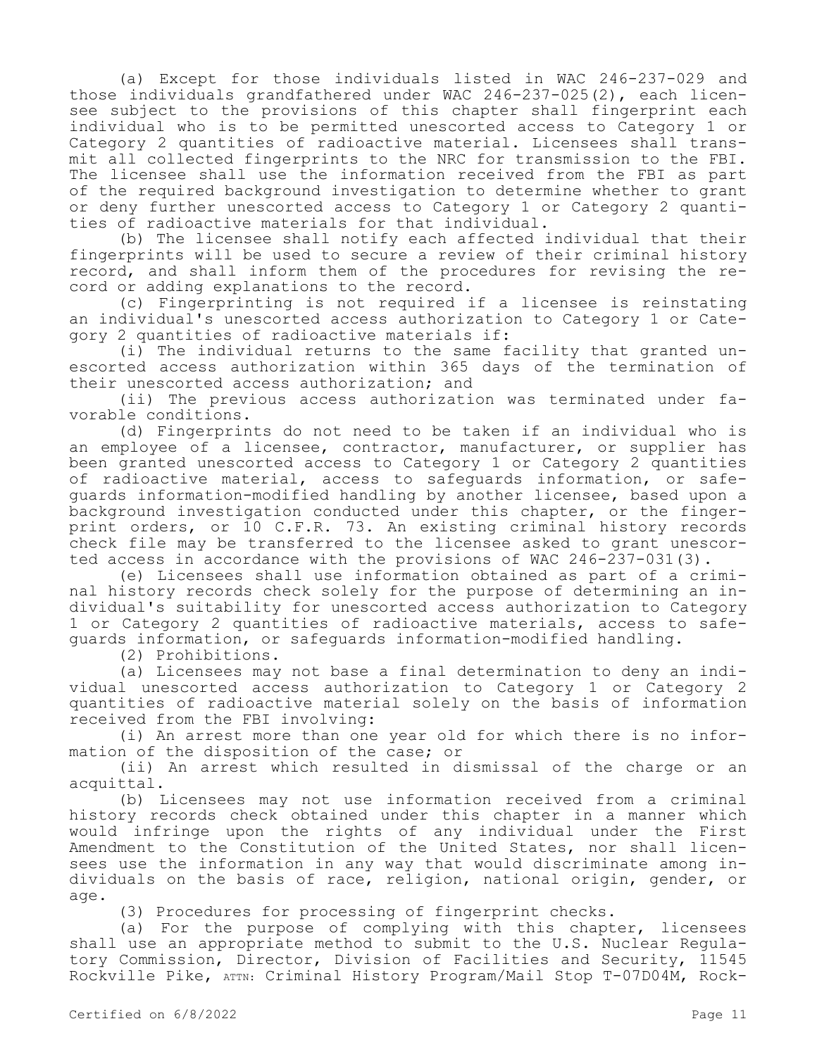(a) Except for those individuals listed in WAC 246-237-029 and those individuals grandfathered under WAC 246-237-025(2), each licensee subject to the provisions of this chapter shall fingerprint each individual who is to be permitted unescorted access to Category 1 or Category 2 quantities of radioactive material. Licensees shall transmit all collected fingerprints to the NRC for transmission to the FBI. The licensee shall use the information received from the FBI as part of the required background investigation to determine whether to grant or deny further unescorted access to Category 1 or Category 2 quantities of radioactive materials for that individual.

(b) The licensee shall notify each affected individual that their fingerprints will be used to secure a review of their criminal history record, and shall inform them of the procedures for revising the record or adding explanations to the record.

(c) Fingerprinting is not required if a licensee is reinstating an individual's unescorted access authorization to Category 1 or Category 2 quantities of radioactive materials if:

(i) The individual returns to the same facility that granted unescorted access authorization within 365 days of the termination of their unescorted access authorization; and

(ii) The previous access authorization was terminated under favorable conditions.

(d) Fingerprints do not need to be taken if an individual who is an employee of a licensee, contractor, manufacturer, or supplier has been granted unescorted access to Category 1 or Category 2 quantities of radioactive material, access to safeguards information, or safeguards information-modified handling by another licensee, based upon a background investigation conducted under this chapter, or the fingerprint orders, or 10 C.F.R. 73. An existing criminal history records check file may be transferred to the licensee asked to grant unescorted access in accordance with the provisions of WAC 246-237-031(3).

(e) Licensees shall use information obtained as part of a criminal history records check solely for the purpose of determining an individual's suitability for unescorted access authorization to Category 1 or Category 2 quantities of radioactive materials, access to safeguards information, or safeguards information-modified handling.

(2) Prohibitions.

(a) Licensees may not base a final determination to deny an individual unescorted access authorization to Category 1 or Category 2 quantities of radioactive material solely on the basis of information received from the FBI involving:

(i) An arrest more than one year old for which there is no information of the disposition of the case; or

(ii) An arrest which resulted in dismissal of the charge or an acquittal.

(b) Licensees may not use information received from a criminal history records check obtained under this chapter in a manner which would infringe upon the rights of any individual under the First Amendment to the Constitution of the United States, nor shall licensees use the information in any way that would discriminate among individuals on the basis of race, religion, national origin, gender, or age.

(3) Procedures for processing of fingerprint checks.

(a) For the purpose of complying with this chapter, licensees shall use an appropriate method to submit to the U.S. Nuclear Regulatory Commission, Director, Division of Facilities and Security, 11545 Rockville Pike, ATTN: Criminal History Program/Mail Stop T-07D04M, Rock-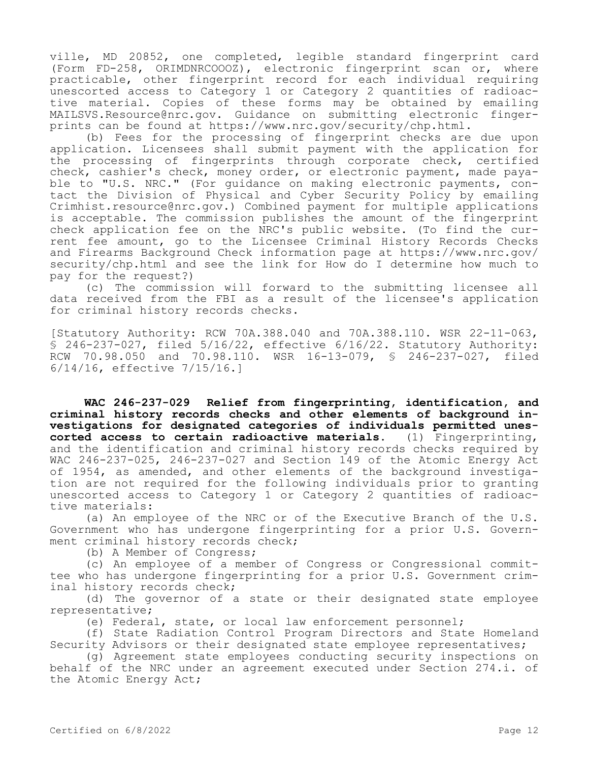ville, MD 20852, one completed, legible standard fingerprint card (Form FD-258, ORIMDNRCOOOZ), electronic fingerprint scan or, where practicable, other fingerprint record for each individual requiring unescorted access to Category 1 or Category 2 quantities of radioactive material. Copies of these forms may be obtained by emailing MAILSVS.Resource@nrc.gov. Guidance on submitting electronic fingerprints can be found at https://www.nrc.gov/security/chp.html.

(b) Fees for the processing of fingerprint checks are due upon application. Licensees shall submit payment with the application for the processing of fingerprints through corporate check, certified check, cashier's check, money order, or electronic payment, made payable to "U.S. NRC." (For guidance on making electronic payments, contact the Division of Physical and Cyber Security Policy by emailing Crimhist.resource@nrc.gov.) Combined payment for multiple applications is acceptable. The commission publishes the amount of the fingerprint check application fee on the NRC's public website. (To find the current fee amount, go to the Licensee Criminal History Records Checks and Firearms Background Check information page at https://www.nrc.gov/security/chp.html and see the link for How do I determine how much to pay for the request?)

(c) The commission will forward to the submitting licensee all data received from the FBI as a result of the licensee's application for criminal history records checks.

[Statutory Authority: RCW 70A.388.040 and 70A.388.110. WSR 22-11-063, § 246-237-027, filed 5/16/22, effective 6/16/22. Statutory Authority: RCW 70.98.050 and 70.98.110. WSR 16-13-079, § 246-237-027, filed 6/14/16, effective 7/15/16.]

**WAC 246-237-029 Relief from fingerprinting, identification, and criminal history records checks and other elements of background investigations for designated categories of individuals permitted unescorted access to certain radioactive materials.** (1) Fingerprinting, and the identification and criminal history records checks required by WAC 246-237-025, 246-237-027 and Section 149 of the Atomic Energy Act of 1954, as amended, and other elements of the background investigation are not required for the following individuals prior to granting unescorted access to Category 1 or Category 2 quantities of radioactive materials:

(a) An employee of the NRC or of the Executive Branch of the U.S. Government who has undergone fingerprinting for a prior U.S. Government criminal history records check;

(b) A Member of Congress;

(c) An employee of a member of Congress or Congressional committee who has undergone fingerprinting for a prior U.S. Government criminal history records check;

(d) The governor of a state or their designated state employee representative;

(e) Federal, state, or local law enforcement personnel;

(f) State Radiation Control Program Directors and State Homeland Security Advisors or their designated state employee representatives;

(g) Agreement state employees conducting security inspections on behalf of the NRC under an agreement executed under Section 274.i. of the Atomic Energy Act;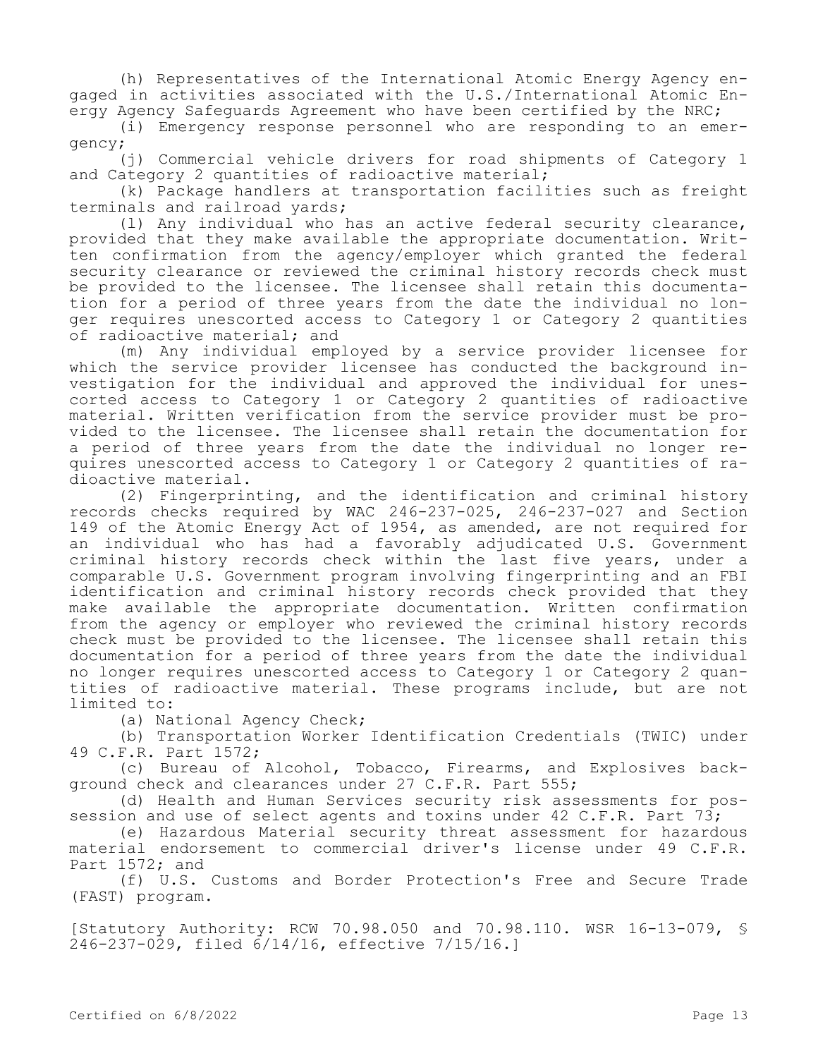(h) Representatives of the International Atomic Energy Agency engaged in activities associated with the U.S./International Atomic Energy Agency Safeguards Agreement who have been certified by the NRC;

(i) Emergency response personnel who are responding to an emergency;

(j) Commercial vehicle drivers for road shipments of Category 1 and Category 2 quantities of radioactive material;

(k) Package handlers at transportation facilities such as freight terminals and railroad yards;

(l) Any individual who has an active federal security clearance, provided that they make available the appropriate documentation. Written confirmation from the agency/employer which granted the federal security clearance or reviewed the criminal history records check must be provided to the licensee. The licensee shall retain this documentation for a period of three years from the date the individual no longer requires unescorted access to Category 1 or Category 2 quantities of radioactive material; and

(m) Any individual employed by a service provider licensee for which the service provider licensee has conducted the background investigation for the individual and approved the individual for unescorted access to Category 1 or Category 2 quantities of radioactive material. Written verification from the service provider must be provided to the licensee. The licensee shall retain the documentation for a period of three years from the date the individual no longer requires unescorted access to Category 1 or Category 2 quantities of radioactive material.

(2) Fingerprinting, and the identification and criminal history records checks required by WAC 246-237-025, 246-237-027 and Section 149 of the Atomic Energy Act of 1954, as amended, are not required for an individual who has had a favorably adjudicated U.S. Government criminal history records check within the last five years, under a comparable U.S. Government program involving fingerprinting and an FBI identification and criminal history records check provided that they make available the appropriate documentation. Written confirmation from the agency or employer who reviewed the criminal history records check must be provided to the licensee. The licensee shall retain this documentation for a period of three years from the date the individual no longer requires unescorted access to Category 1 or Category 2 quantities of radioactive material. These programs include, but are not limited to:

(a) National Agency Check;

(b) Transportation Worker Identification Credentials (TWIC) under 49 C.F.R. Part 1572;

(c) Bureau of Alcohol, Tobacco, Firearms, and Explosives background check and clearances under 27 C.F.R. Part 555;

(d) Health and Human Services security risk assessments for possession and use of select agents and toxins under 42 C.F.R. Part 73;

(e) Hazardous Material security threat assessment for hazardous material endorsement to commercial driver's license under 49 C.F.R. Part 1572; and

(f) U.S. Customs and Border Protection's Free and Secure Trade (FAST) program.

[Statutory Authority: RCW 70.98.050 and 70.98.110. WSR 16-13-079, § 246-237-029, filed 6/14/16, effective 7/15/16.]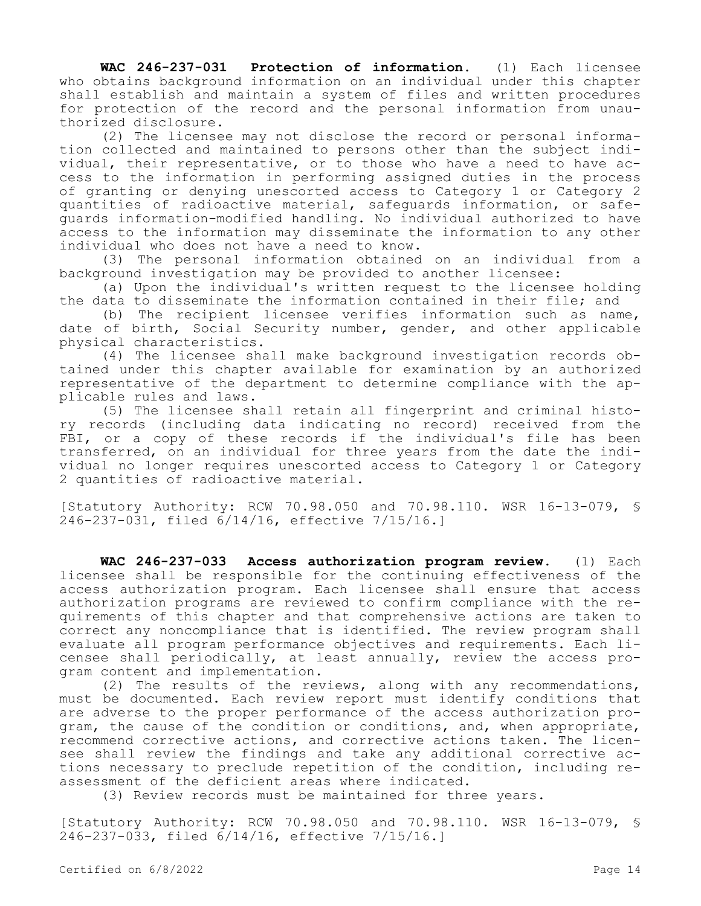**WAC 246-237-031 Protection of information.** (1) Each licensee who obtains background information on an individual under this chapter shall establish and maintain a system of files and written procedures for protection of the record and the personal information from unauthorized disclosure.

(2) The licensee may not disclose the record or personal information collected and maintained to persons other than the subject individual, their representative, or to those who have a need to have access to the information in performing assigned duties in the process of granting or denying unescorted access to Category 1 or Category 2 quantities of radioactive material, safeguards information, or safeguards information-modified handling. No individual authorized to have access to the information may disseminate the information to any other individual who does not have a need to know.

(3) The personal information obtained on an individual from a background investigation may be provided to another licensee:

(a) Upon the individual's written request to the licensee holding the data to disseminate the information contained in their file; and

(b) The recipient licensee verifies information such as name, date of birth, Social Security number, gender, and other applicable physical characteristics.

(4) The licensee shall make background investigation records obtained under this chapter available for examination by an authorized representative of the department to determine compliance with the applicable rules and laws.

(5) The licensee shall retain all fingerprint and criminal history records (including data indicating no record) received from the FBI, or a copy of these records if the individual's file has been transferred, on an individual for three years from the date the individual no longer requires unescorted access to Category 1 or Category 2 quantities of radioactive material.

[Statutory Authority: RCW 70.98.050 and 70.98.110. WSR 16-13-079, § 246-237-031, filed 6/14/16, effective 7/15/16.]

**WAC 246-237-033 Access authorization program review.** (1) Each licensee shall be responsible for the continuing effectiveness of the access authorization program. Each licensee shall ensure that access authorization programs are reviewed to confirm compliance with the requirements of this chapter and that comprehensive actions are taken to correct any noncompliance that is identified. The review program shall evaluate all program performance objectives and requirements. Each licensee shall periodically, at least annually, review the access program content and implementation.

(2) The results of the reviews, along with any recommendations, must be documented. Each review report must identify conditions that are adverse to the proper performance of the access authorization program, the cause of the condition or conditions, and, when appropriate, recommend corrective actions, and corrective actions taken. The licensee shall review the findings and take any additional corrective actions necessary to preclude repetition of the condition, including reassessment of the deficient areas where indicated.

(3) Review records must be maintained for three years.

[Statutory Authority: RCW 70.98.050 and 70.98.110. WSR 16-13-079, § 246-237-033, filed 6/14/16, effective 7/15/16.]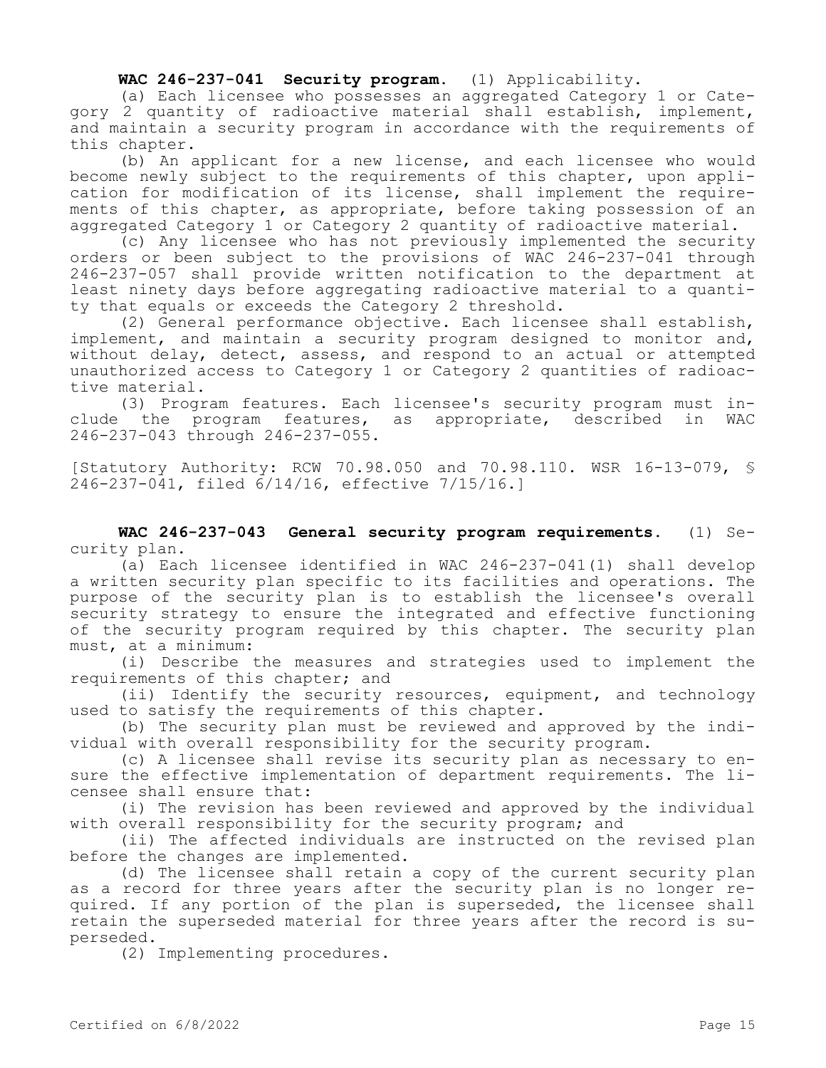**WAC 246-237-041 Security program.** (1) Applicability.

(a) Each licensee who possesses an aggregated Category 1 or Category 2 quantity of radioactive material shall establish, implement, and maintain a security program in accordance with the requirements of this chapter.

(b) An applicant for a new license, and each licensee who would become newly subject to the requirements of this chapter, upon application for modification of its license, shall implement the requirements of this chapter, as appropriate, before taking possession of an aggregated Category 1 or Category 2 quantity of radioactive material.

(c) Any licensee who has not previously implemented the security orders or been subject to the provisions of WAC 246-237-041 through 246-237-057 shall provide written notification to the department at least ninety days before aggregating radioactive material to a quantity that equals or exceeds the Category 2 threshold.

(2) General performance objective. Each licensee shall establish, implement, and maintain a security program designed to monitor and, without delay, detect, assess, and respond to an actual or attempted unauthorized access to Category 1 or Category 2 quantities of radioactive material.

(3) Program features. Each licensee's security program must include the program features, as appropriate, described in WAC 246-237-043 through 246-237-055.

[Statutory Authority: RCW 70.98.050 and 70.98.110. WSR 16-13-079, § 246-237-041, filed 6/14/16, effective 7/15/16.]

**WAC 246-237-043 General security program requirements.** (1) Security plan.

(a) Each licensee identified in WAC 246-237-041(1) shall develop a written security plan specific to its facilities and operations. The purpose of the security plan is to establish the licensee's overall security strategy to ensure the integrated and effective functioning of the security program required by this chapter. The security plan must, at a minimum:

(i) Describe the measures and strategies used to implement the requirements of this chapter; and

(ii) Identify the security resources, equipment, and technology used to satisfy the requirements of this chapter.

(b) The security plan must be reviewed and approved by the individual with overall responsibility for the security program.

(c) A licensee shall revise its security plan as necessary to ensure the effective implementation of department requirements. The licensee shall ensure that:

(i) The revision has been reviewed and approved by the individual with overall responsibility for the security program; and

(ii) The affected individuals are instructed on the revised plan before the changes are implemented.

(d) The licensee shall retain a copy of the current security plan as a record for three years after the security plan is no longer required. If any portion of the plan is superseded, the licensee shall retain the superseded material for three years after the record is superseded.

(2) Implementing procedures.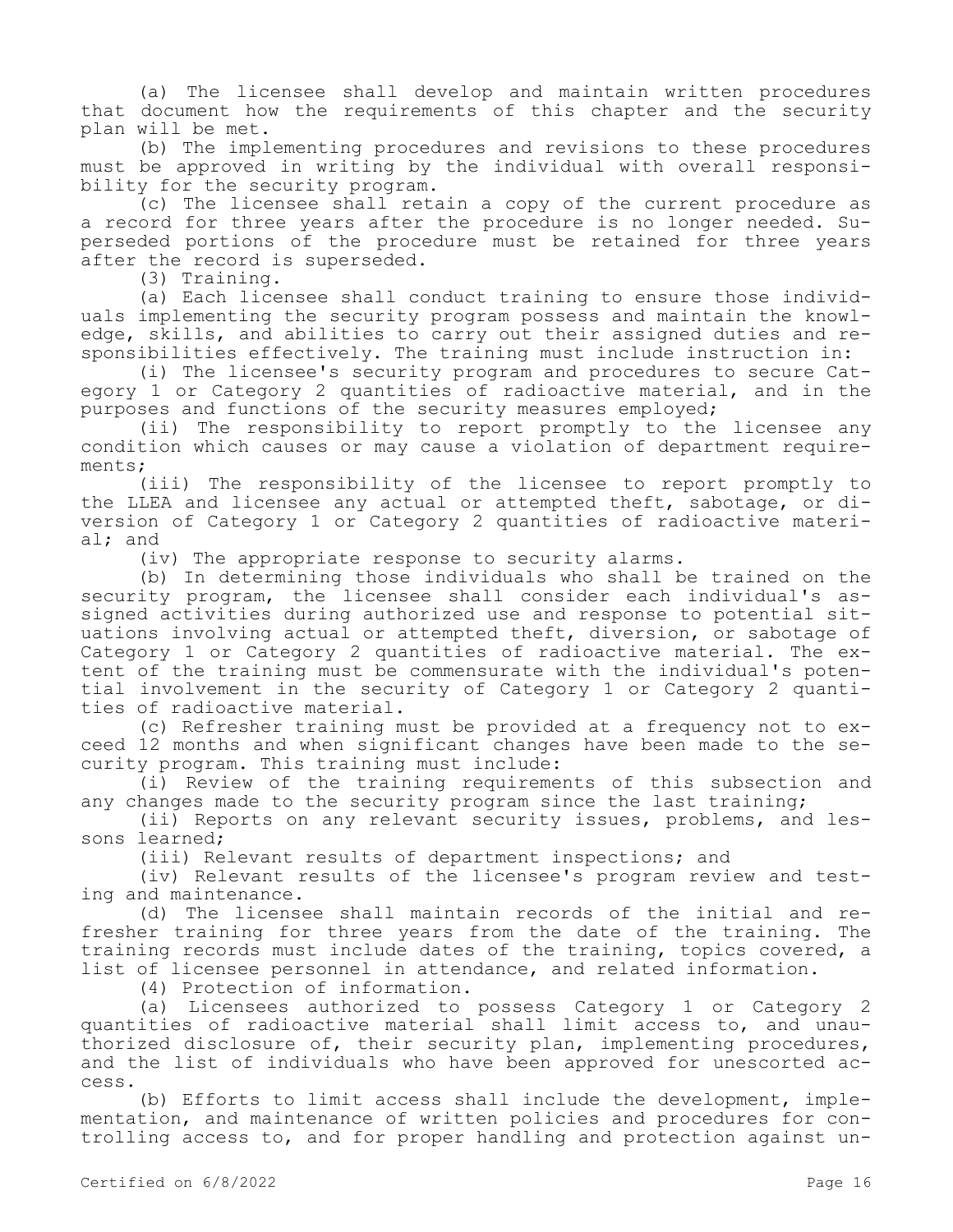(a) The licensee shall develop and maintain written procedures that document how the requirements of this chapter and the security plan will be met.

(b) The implementing procedures and revisions to these procedures must be approved in writing by the individual with overall responsibility for the security program.

(c) The licensee shall retain a copy of the current procedure as a record for three years after the procedure is no longer needed. Superseded portions of the procedure must be retained for three years after the record is superseded.

(3) Training.

(a) Each licensee shall conduct training to ensure those individuals implementing the security program possess and maintain the knowledge, skills, and abilities to carry out their assigned duties and responsibilities effectively. The training must include instruction in:

(i) The licensee's security program and procedures to secure Category 1 or Category 2 quantities of radioactive material, and in the purposes and functions of the security measures employed;

(ii) The responsibility to report promptly to the licensee any condition which causes or may cause a violation of department requirements;

(iii) The responsibility of the licensee to report promptly to the LLEA and licensee any actual or attempted theft, sabotage, or diversion of Category 1 or Category 2 quantities of radioactive material; and

(iv) The appropriate response to security alarms.

(b) In determining those individuals who shall be trained on the security program, the licensee shall consider each individual's assigned activities during authorized use and response to potential situations involving actual or attempted theft, diversion, or sabotage of Category 1 or Category 2 quantities of radioactive material. The extent of the training must be commensurate with the individual's potential involvement in the security of Category 1 or Category 2 quantities of radioactive material.

(c) Refresher training must be provided at a frequency not to exceed 12 months and when significant changes have been made to the security program. This training must include:

(i) Review of the training requirements of this subsection and any changes made to the security program since the last training;

(ii) Reports on any relevant security issues, problems, and lessons learned;

(iii) Relevant results of department inspections; and

(iv) Relevant results of the licensee's program review and testing and maintenance.

(d) The licensee shall maintain records of the initial and refresher training for three years from the date of the training. The training records must include dates of the training, topics covered, a list of licensee personnel in attendance, and related information.

(4) Protection of information.

(a) Licensees authorized to possess Category 1 or Category 2 quantities of radioactive material shall limit access to, and unauthorized disclosure of, their security plan, implementing procedures, and the list of individuals who have been approved for unescorted access.

(b) Efforts to limit access shall include the development, implementation, and maintenance of written policies and procedures for controlling access to, and for proper handling and protection against un-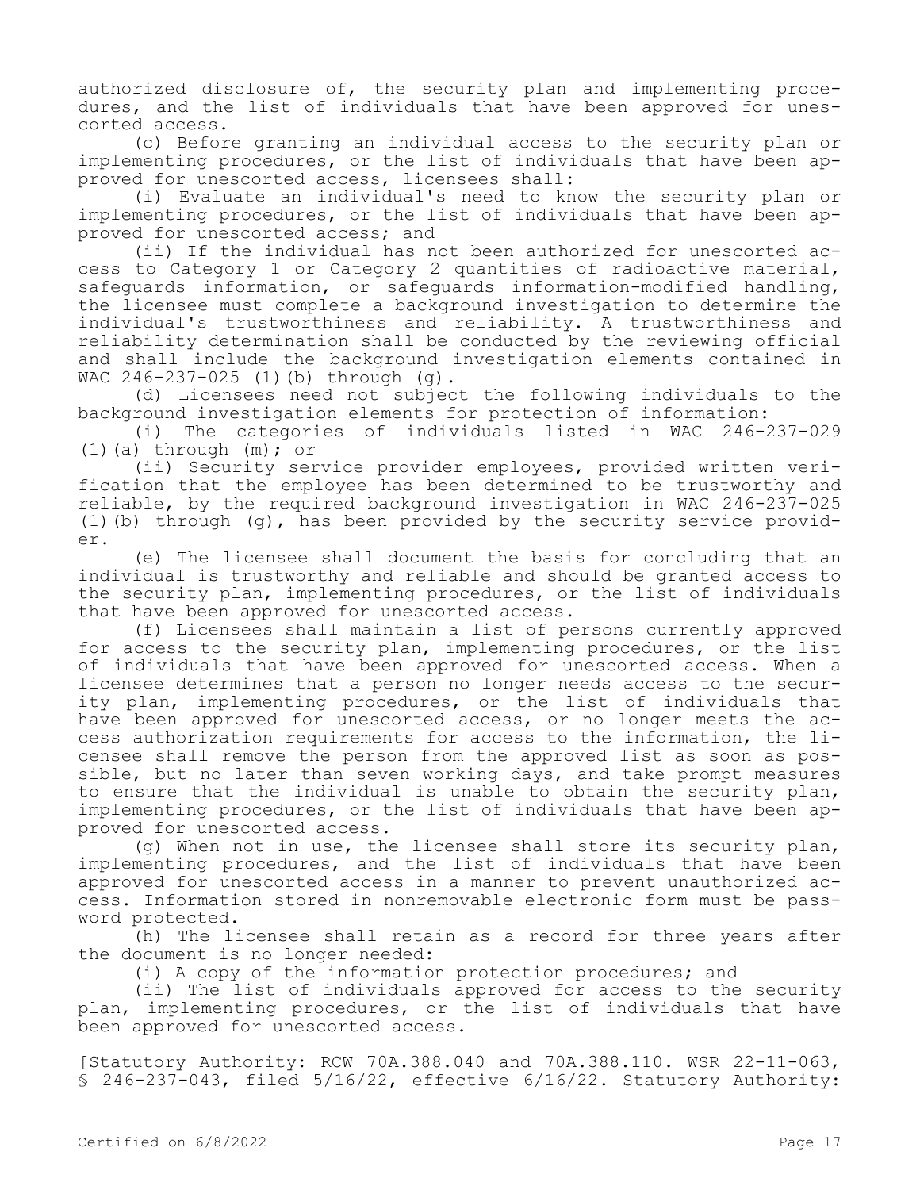authorized disclosure of, the security plan and implementing procedures, and the list of individuals that have been approved for unescorted access.

(c) Before granting an individual access to the security plan or implementing procedures, or the list of individuals that have been approved for unescorted access, licensees shall:

(i) Evaluate an individual's need to know the security plan or implementing procedures, or the list of individuals that have been approved for unescorted access; and

(ii) If the individual has not been authorized for unescorted access to Category 1 or Category 2 quantities of radioactive material, safeguards information, or safeguards information-modified handling, the licensee must complete a background investigation to determine the individual's trustworthiness and reliability. A trustworthiness and reliability determination shall be conducted by the reviewing official and shall include the background investigation elements contained in WAC 246-237-025 (1)(b) through (g).

(d) Licensees need not subject the following individuals to the background investigation elements for protection of information:

(i) The categories of individuals listed in WAC 246-237-029 (1)(a) through (m); or

(ii) Security service provider employees, provided written verification that the employee has been determined to be trustworthy and reliable, by the required background investigation in WAC 246-237-025 (1)(b) through (g), has been provided by the security service provider.

(e) The licensee shall document the basis for concluding that an individual is trustworthy and reliable and should be granted access to the security plan, implementing procedures, or the list of individuals that have been approved for unescorted access.

(f) Licensees shall maintain a list of persons currently approved for access to the security plan, implementing procedures, or the list of individuals that have been approved for unescorted access. When a licensee determines that a person no longer needs access to the security plan, implementing procedures, or the list of individuals that have been approved for unescorted access, or no longer meets the access authorization requirements for access to the information, the licensee shall remove the person from the approved list as soon as possible, but no later than seven working days, and take prompt measures to ensure that the individual is unable to obtain the security plan, implementing procedures, or the list of individuals that have been approved for unescorted access.

(g) When not in use, the licensee shall store its security plan, implementing procedures, and the list of individuals that have been approved for unescorted access in a manner to prevent unauthorized access. Information stored in nonremovable electronic form must be password protected.

(h) The licensee shall retain as a record for three years after the document is no longer needed:

(i) A copy of the information protection procedures; and

(ii) The list of individuals approved for access to the security plan, implementing procedures, or the list of individuals that have been approved for unescorted access.

[Statutory Authority: RCW 70A.388.040 and 70A.388.110. WSR 22-11-063, § 246-237-043, filed 5/16/22, effective 6/16/22. Statutory Authority: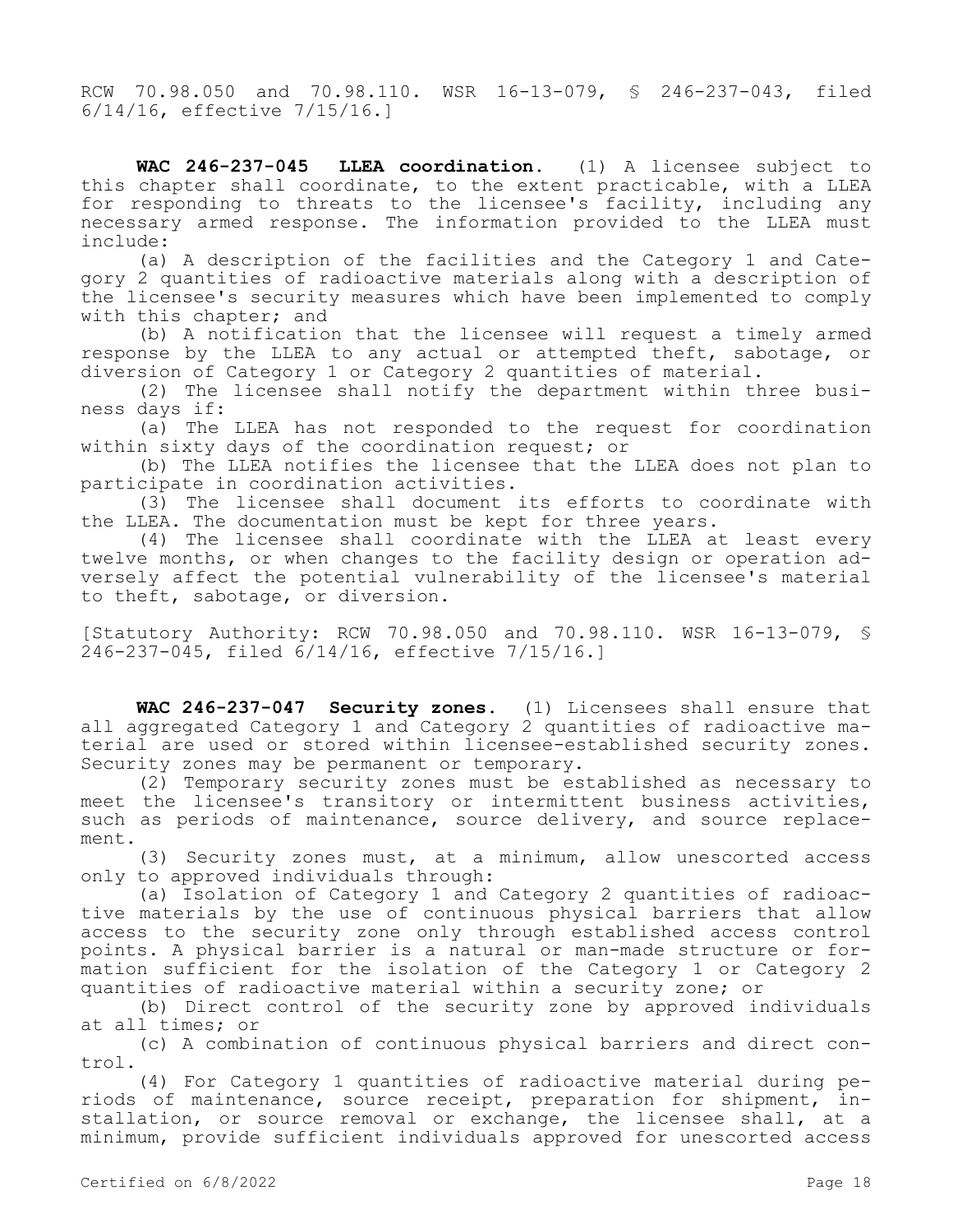RCW 70.98.050 and 70.98.110. WSR 16-13-079, § 246-237-043, filed 6/14/16, effective 7/15/16.]

**WAC 246-237-045 LLEA coordination.** (1) A licensee subject to this chapter shall coordinate, to the extent practicable, with a LLEA for responding to threats to the licensee's facility, including any necessary armed response. The information provided to the LLEA must include:

(a) A description of the facilities and the Category 1 and Category 2 quantities of radioactive materials along with a description of the licensee's security measures which have been implemented to comply with this chapter; and

(b) A notification that the licensee will request a timely armed response by the LLEA to any actual or attempted theft, sabotage, or diversion of Category 1 or Category 2 quantities of material.

(2) The licensee shall notify the department within three business days if:

(a) The LLEA has not responded to the request for coordination within sixty days of the coordination request; or

(b) The LLEA notifies the licensee that the LLEA does not plan to participate in coordination activities.

(3) The licensee shall document its efforts to coordinate with the LLEA. The documentation must be kept for three years.

(4) The licensee shall coordinate with the LLEA at least every twelve months, or when changes to the facility design or operation adversely affect the potential vulnerability of the licensee's material to theft, sabotage, or diversion.

[Statutory Authority: RCW 70.98.050 and 70.98.110. WSR 16-13-079, § 246-237-045, filed 6/14/16, effective 7/15/16.]

**WAC 246-237-047 Security zones.** (1) Licensees shall ensure that all aggregated Category 1 and Category 2 quantities of radioactive material are used or stored within licensee-established security zones. Security zones may be permanent or temporary.

(2) Temporary security zones must be established as necessary to meet the licensee's transitory or intermittent business activities, such as periods of maintenance, source delivery, and source replacement.

(3) Security zones must, at a minimum, allow unescorted access only to approved individuals through:

(a) Isolation of Category 1 and Category 2 quantities of radioactive materials by the use of continuous physical barriers that allow access to the security zone only through established access control points. A physical barrier is a natural or man-made structure or formation sufficient for the isolation of the Category 1 or Category 2 quantities of radioactive material within a security zone; or

(b) Direct control of the security zone by approved individuals at all times; or

(c) A combination of continuous physical barriers and direct control.

(4) For Category 1 quantities of radioactive material during periods of maintenance, source receipt, preparation for shipment, installation, or source removal or exchange, the licensee shall, at a minimum, provide sufficient individuals approved for unescorted access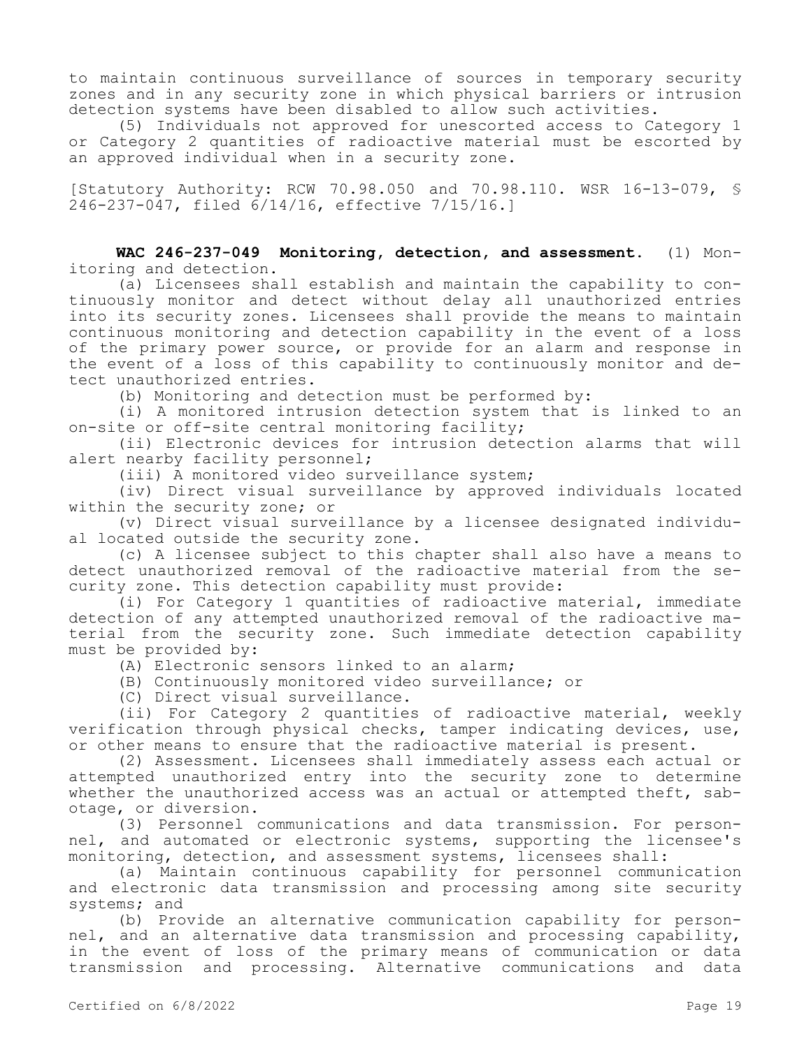to maintain continuous surveillance of sources in temporary security zones and in any security zone in which physical barriers or intrusion detection systems have been disabled to allow such activities.

(5) Individuals not approved for unescorted access to Category 1 or Category 2 quantities of radioactive material must be escorted by an approved individual when in a security zone.

[Statutory Authority: RCW 70.98.050 and 70.98.110. WSR 16-13-079, § 246-237-047, filed 6/14/16, effective 7/15/16.]

**WAC 246-237-049 Monitoring, detection, and assessment.** (1) Monitoring and detection.

(a) Licensees shall establish and maintain the capability to continuously monitor and detect without delay all unauthorized entries into its security zones. Licensees shall provide the means to maintain continuous monitoring and detection capability in the event of a loss of the primary power source, or provide for an alarm and response in the event of a loss of this capability to continuously monitor and detect unauthorized entries.

(b) Monitoring and detection must be performed by:

(i) A monitored intrusion detection system that is linked to an on-site or off-site central monitoring facility;

(ii) Electronic devices for intrusion detection alarms that will alert nearby facility personnel;

(iii) A monitored video surveillance system;

(iv) Direct visual surveillance by approved individuals located within the security zone; or

(v) Direct visual surveillance by a licensee designated individual located outside the security zone.

(c) A licensee subject to this chapter shall also have a means to detect unauthorized removal of the radioactive material from the security zone. This detection capability must provide:

(i) For Category 1 quantities of radioactive material, immediate detection of any attempted unauthorized removal of the radioactive material from the security zone. Such immediate detection capability must be provided by:

(A) Electronic sensors linked to an alarm;

(B) Continuously monitored video surveillance; or

(C) Direct visual surveillance.

(ii) For Category 2 quantities of radioactive material, weekly verification through physical checks, tamper indicating devices, use, or other means to ensure that the radioactive material is present.

(2) Assessment. Licensees shall immediately assess each actual or attempted unauthorized entry into the security zone to determine whether the unauthorized access was an actual or attempted theft, sabotage, or diversion.

(3) Personnel communications and data transmission. For personnel, and automated or electronic systems, supporting the licensee's monitoring, detection, and assessment systems, licensees shall:

(a) Maintain continuous capability for personnel communication and electronic data transmission and processing among site security systems; and

(b) Provide an alternative communication capability for personnel, and an alternative data transmission and processing capability, in the event of loss of the primary means of communication or data transmission and processing. Alternative communications and data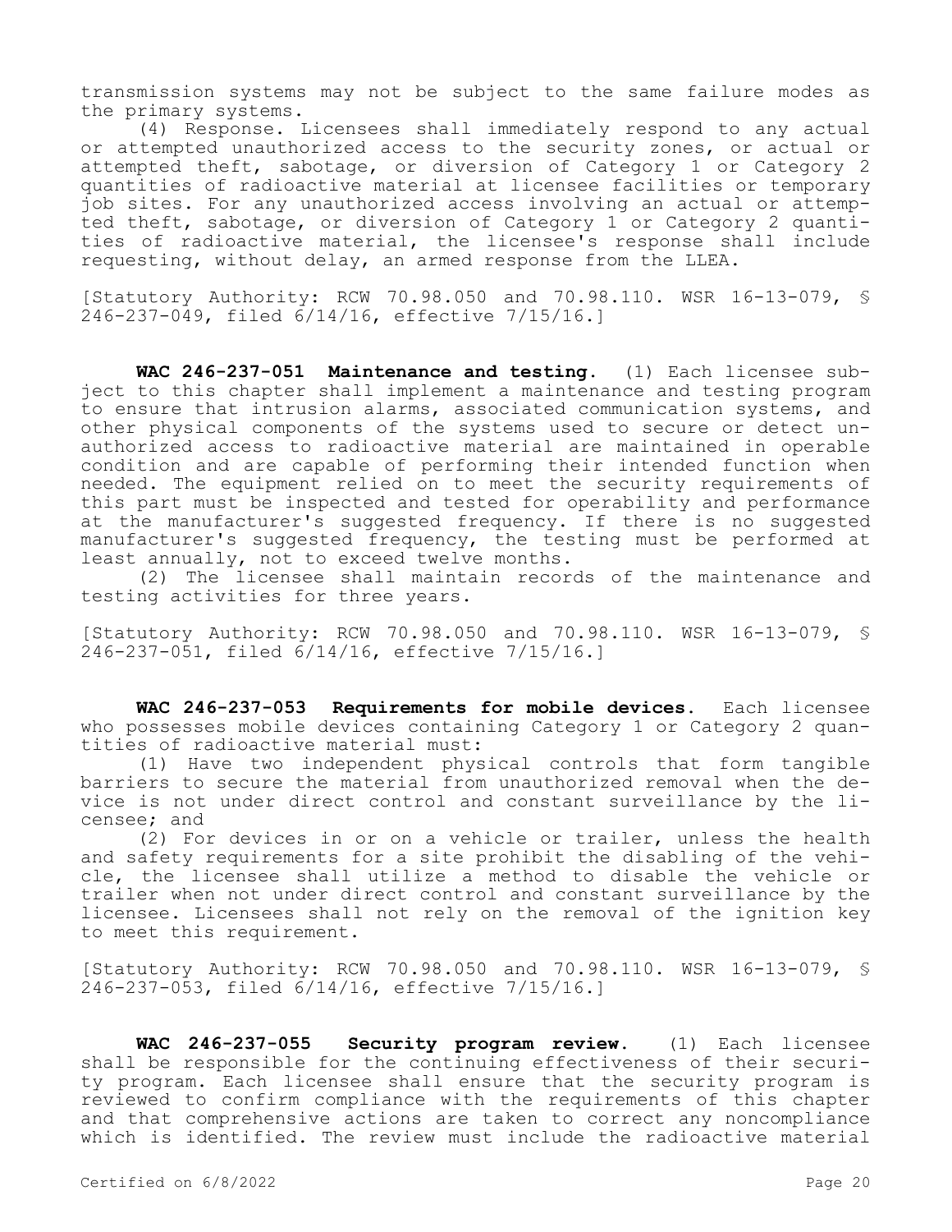transmission systems may not be subject to the same failure modes as the primary systems.

(4) Response. Licensees shall immediately respond to any actual or attempted unauthorized access to the security zones, or actual or attempted theft, sabotage, or diversion of Category 1 or Category 2 quantities of radioactive material at licensee facilities or temporary job sites. For any unauthorized access involving an actual or attempted theft, sabotage, or diversion of Category 1 or Category 2 quantities of radioactive material, the licensee's response shall include requesting, without delay, an armed response from the LLEA.

[Statutory Authority: RCW 70.98.050 and 70.98.110. WSR 16-13-079, § 246-237-049, filed 6/14/16, effective 7/15/16.]

**WAC 246-237-051 Maintenance and testing.** (1) Each licensee subject to this chapter shall implement a maintenance and testing program to ensure that intrusion alarms, associated communication systems, and other physical components of the systems used to secure or detect unauthorized access to radioactive material are maintained in operable condition and are capable of performing their intended function when needed. The equipment relied on to meet the security requirements of this part must be inspected and tested for operability and performance at the manufacturer's suggested frequency. If there is no suggested manufacturer's suggested frequency, the testing must be performed at least annually, not to exceed twelve months.

(2) The licensee shall maintain records of the maintenance and testing activities for three years.

[Statutory Authority: RCW 70.98.050 and 70.98.110. WSR 16-13-079, § 246-237-051, filed 6/14/16, effective 7/15/16.]

**WAC 246-237-053 Requirements for mobile devices.** Each licensee who possesses mobile devices containing Category 1 or Category 2 quantities of radioactive material must:

(1) Have two independent physical controls that form tangible barriers to secure the material from unauthorized removal when the device is not under direct control and constant surveillance by the licensee; and

(2) For devices in or on a vehicle or trailer, unless the health and safety requirements for a site prohibit the disabling of the vehicle, the licensee shall utilize a method to disable the vehicle or trailer when not under direct control and constant surveillance by the licensee. Licensees shall not rely on the removal of the ignition key to meet this requirement.

[Statutory Authority: RCW 70.98.050 and 70.98.110. WSR 16-13-079, § 246-237-053, filed 6/14/16, effective 7/15/16.]

**WAC 246-237-055 Security program review.** (1) Each licensee shall be responsible for the continuing effectiveness of their security program. Each licensee shall ensure that the security program is reviewed to confirm compliance with the requirements of this chapter and that comprehensive actions are taken to correct any noncompliance which is identified. The review must include the radioactive material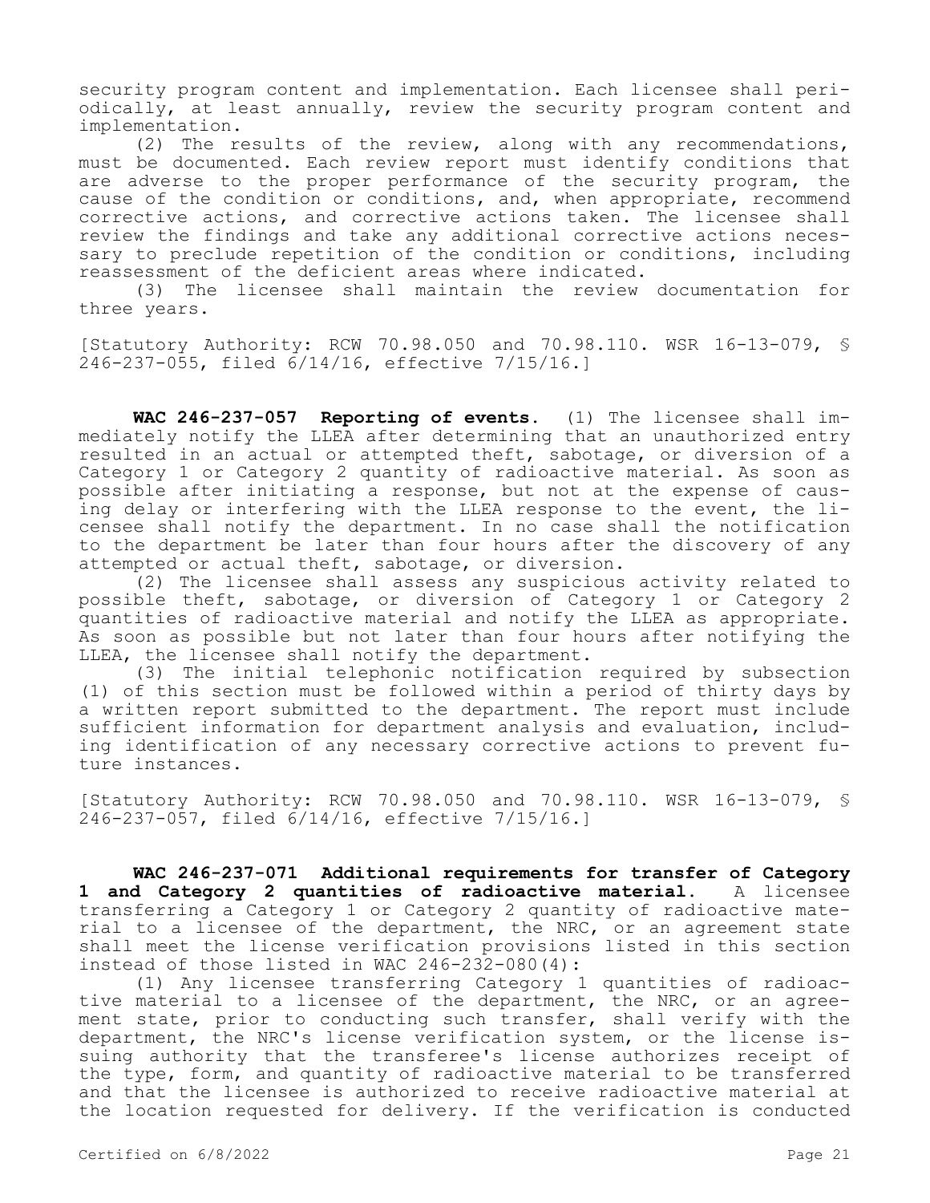security program content and implementation. Each licensee shall periodically, at least annually, review the security program content and implementation.

(2) The results of the review, along with any recommendations, must be documented. Each review report must identify conditions that are adverse to the proper performance of the security program, the cause of the condition or conditions, and, when appropriate, recommend corrective actions, and corrective actions taken. The licensee shall review the findings and take any additional corrective actions necessary to preclude repetition of the condition or conditions, including reassessment of the deficient areas where indicated.

(3) The licensee shall maintain the review documentation for three years.

[Statutory Authority: RCW 70.98.050 and 70.98.110. WSR 16-13-079, § 246-237-055, filed 6/14/16, effective 7/15/16.]

**WAC 246-237-057 Reporting of events.** (1) The licensee shall immediately notify the LLEA after determining that an unauthorized entry resulted in an actual or attempted theft, sabotage, or diversion of a Category 1 or Category 2 quantity of radioactive material. As soon as possible after initiating a response, but not at the expense of causing delay or interfering with the LLEA response to the event, the licensee shall notify the department. In no case shall the notification to the department be later than four hours after the discovery of any attempted or actual theft, sabotage, or diversion.

(2) The licensee shall assess any suspicious activity related to possible theft, sabotage, or diversion of Category 1 or Category 2 quantities of radioactive material and notify the LLEA as appropriate. As soon as possible but not later than four hours after notifying the LLEA, the licensee shall notify the department.

(3) The initial telephonic notification required by subsection (1) of this section must be followed within a period of thirty days by a written report submitted to the department. The report must include sufficient information for department analysis and evaluation, including identification of any necessary corrective actions to prevent future instances.

[Statutory Authority: RCW 70.98.050 and 70.98.110. WSR 16-13-079, § 246-237-057, filed 6/14/16, effective 7/15/16.]

**WAC 246-237-071 Additional requirements for transfer of Category 1 and Category 2 quantities of radioactive material.** A licensee transferring a Category 1 or Category 2 quantity of radioactive material to a licensee of the department, the NRC, or an agreement state shall meet the license verification provisions listed in this section instead of those listed in WAC 246-232-080(4):

(1) Any licensee transferring Category 1 quantities of radioactive material to a licensee of the department, the NRC, or an agreement state, prior to conducting such transfer, shall verify with the department, the NRC's license verification system, or the license issuing authority that the transferee's license authorizes receipt of the type, form, and quantity of radioactive material to be transferred and that the licensee is authorized to receive radioactive material at the location requested for delivery. If the verification is conducted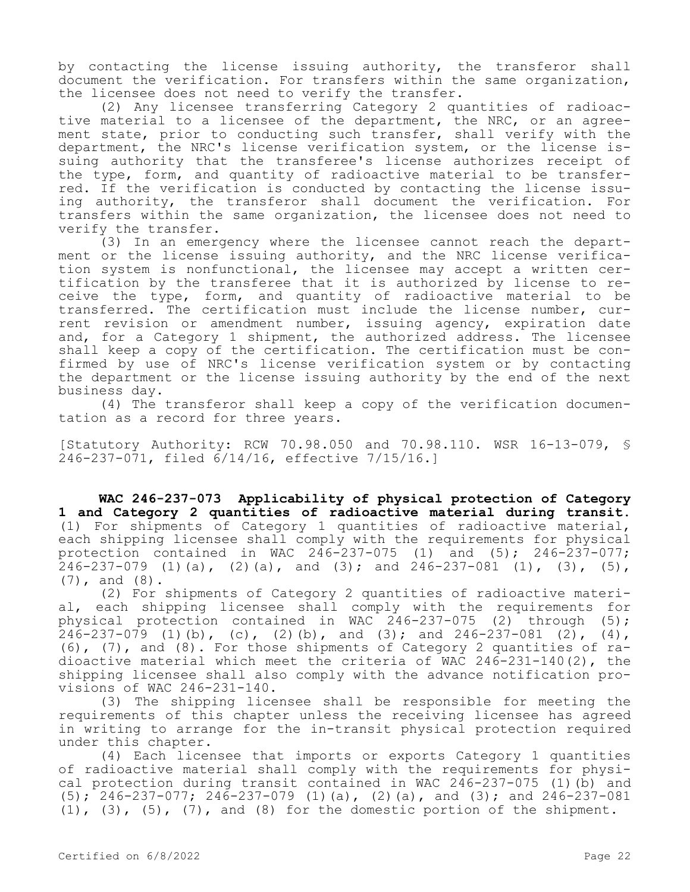by contacting the license issuing authority, the transferor shall document the verification. For transfers within the same organization, the licensee does not need to verify the transfer.

(2) Any licensee transferring Category 2 quantities of radioactive material to a licensee of the department, the NRC, or an agreement state, prior to conducting such transfer, shall verify with the department, the NRC's license verification system, or the license issuing authority that the transferee's license authorizes receipt of the type, form, and quantity of radioactive material to be transferred. If the verification is conducted by contacting the license issuing authority, the transferor shall document the verification. For transfers within the same organization, the licensee does not need to verify the transfer.

(3) In an emergency where the licensee cannot reach the department or the license issuing authority, and the NRC license verification system is nonfunctional, the licensee may accept a written certification by the transferee that it is authorized by license to receive the type, form, and quantity of radioactive material to be transferred. The certification must include the license number, current revision or amendment number, issuing agency, expiration date and, for a Category 1 shipment, the authorized address. The licensee shall keep a copy of the certification. The certification must be confirmed by use of NRC's license verification system or by contacting the department or the license issuing authority by the end of the next business day.

(4) The transferor shall keep a copy of the verification documentation as a record for three years.

[Statutory Authority: RCW 70.98.050 and 70.98.110. WSR 16-13-079, § 246-237-071, filed 6/14/16, effective 7/15/16.]

**WAC 246-237-073 Applicability of physical protection of Category 1 and Category 2 quantities of radioactive material during transit.** (1) For shipments of Category 1 quantities of radioactive material, each shipping licensee shall comply with the requirements for physical protection contained in WAC 246-237-075 (1) and (5); 246-237-077; 246-237-079 (1)(a), (2)(a), and (3); and 246-237-081 (1), (3), (5), (7), and (8).

(2) For shipments of Category 2 quantities of radioactive material, each shipping licensee shall comply with the requirements for physical protection contained in WAC 246-237-075 (2) through (5); 246-237-079 (1)(b), (c), (2)(b), and (3); and 246-237-081 (2), (4), (6), (7), and (8). For those shipments of Category 2 quantities of radioactive material which meet the criteria of WAC 246-231-140(2), the shipping licensee shall also comply with the advance notification provisions of WAC 246-231-140.

(3) The shipping licensee shall be responsible for meeting the requirements of this chapter unless the receiving licensee has agreed in writing to arrange for the in-transit physical protection required under this chapter.

(4) Each licensee that imports or exports Category 1 quantities of radioactive material shall comply with the requirements for physical protection during transit contained in WAC 246-237-075 (1)(b) and (5); 246-237-077; 246-237-079 (1)(a), (2)(a), and (3); and 246-237-081 (1), (3), (5), (7), and (8) for the domestic portion of the shipment.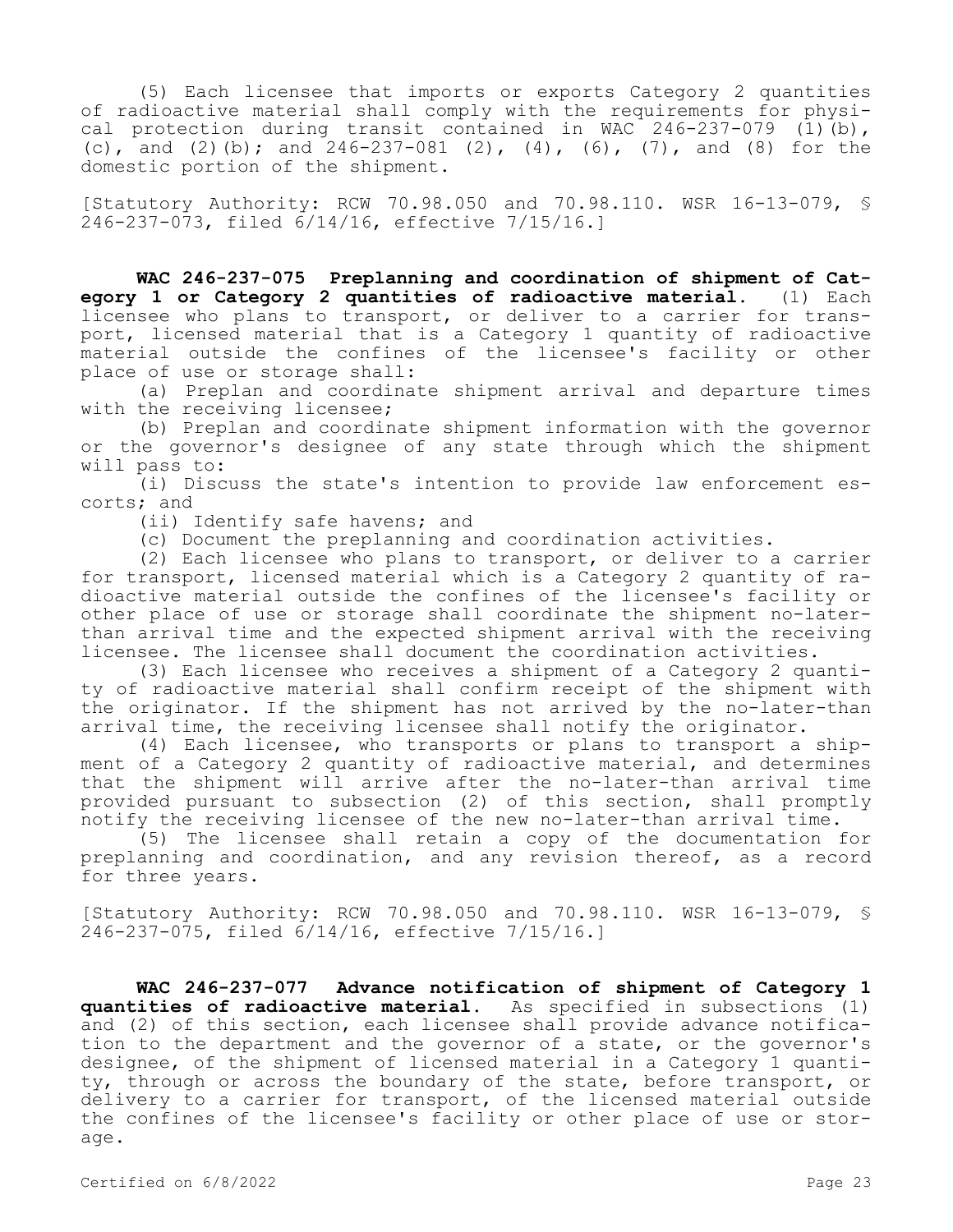(5) Each licensee that imports or exports Category 2 quantities of radioactive material shall comply with the requirements for physical protection during transit contained in WAC 246-237-079 (1)(b), (c), and (2)(b); and 246-237-081 (2), (4), (6), (7), and (8) for the domestic portion of the shipment.

[Statutory Authority: RCW 70.98.050 and 70.98.110. WSR 16-13-079, § 246-237-073, filed 6/14/16, effective 7/15/16.]

**WAC 246-237-075 Preplanning and coordination of shipment of Category 1 or Category 2 quantities of radioactive material.** (1) Each licensee who plans to transport, or deliver to a carrier for transport, licensed material that is a Category 1 quantity of radioactive material outside the confines of the licensee's facility or other place of use or storage shall:

(a) Preplan and coordinate shipment arrival and departure times with the receiving licensee;

(b) Preplan and coordinate shipment information with the governor or the governor's designee of any state through which the shipment will pass to:

(i) Discuss the state's intention to provide law enforcement escorts; and

(ii) Identify safe havens; and

(c) Document the preplanning and coordination activities.

(2) Each licensee who plans to transport, or deliver to a carrier for transport, licensed material which is a Category 2 quantity of radioactive material outside the confines of the licensee's facility or other place of use or storage shall coordinate the shipment no-later-than arrival time and the expected shipment arrival with the receiving licensee. The licensee shall document the coordination activities.

(3) Each licensee who receives a shipment of a Category 2 quantity of radioactive material shall confirm receipt of the shipment with the originator. If the shipment has not arrived by the no-later-than arrival time, the receiving licensee shall notify the originator.

(4) Each licensee, who transports or plans to transport a shipment of a Category 2 quantity of radioactive material, and determines that the shipment will arrive after the no-later-than arrival time provided pursuant to subsection (2) of this section, shall promptly notify the receiving licensee of the new no-later-than arrival time.

(5) The licensee shall retain a copy of the documentation for preplanning and coordination, and any revision thereof, as a record for three years.

[Statutory Authority: RCW 70.98.050 and 70.98.110. WSR 16-13-079, § 246-237-075, filed 6/14/16, effective 7/15/16.]

**WAC 246-237-077 Advance notification of shipment of Category 1 quantities of radioactive material.** As specified in subsections (1) and (2) of this section, each licensee shall provide advance notification to the department and the governor of a state, or the governor's designee, of the shipment of licensed material in a Category 1 quantity, through or across the boundary of the state, before transport, or delivery to a carrier for transport, of the licensed material outside the confines of the licensee's facility or other place of use or storage.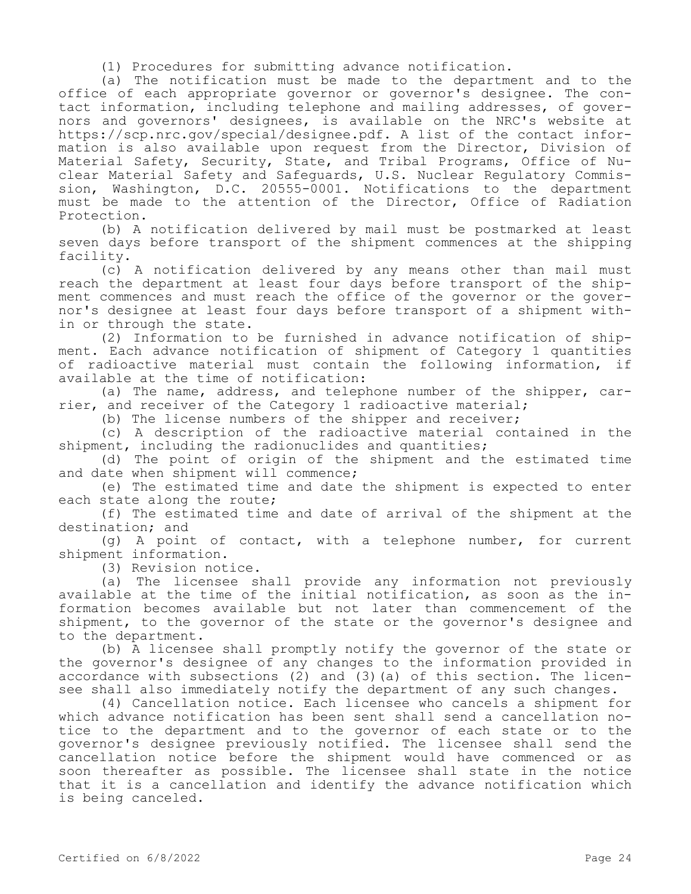(1) Procedures for submitting advance notification.

(a) The notification must be made to the department and to the office of each appropriate governor or governor's designee. The contact information, including telephone and mailing addresses, of governors and governors' designees, is available on the NRC's website at https://scp.nrc.gov/special/designee.pdf. A list of the contact information is also available upon request from the Director, Division of Material Safety, Security, State, and Tribal Programs, Office of Nuclear Material Safety and Safeguards, U.S. Nuclear Regulatory Commission, Washington, D.C. 20555-0001. Notifications to the department must be made to the attention of the Director, Office of Radiation Protection.

(b) A notification delivered by mail must be postmarked at least seven days before transport of the shipment commences at the shipping facility.

(c) A notification delivered by any means other than mail must reach the department at least four days before transport of the shipment commences and must reach the office of the governor or the governor's designee at least four days before transport of a shipment within or through the state.

(2) Information to be furnished in advance notification of shipment. Each advance notification of shipment of Category 1 quantities of radioactive material must contain the following information, if available at the time of notification:

(a) The name, address, and telephone number of the shipper, carrier, and receiver of the Category 1 radioactive material;

(b) The license numbers of the shipper and receiver;

(c) A description of the radioactive material contained in the shipment, including the radionuclides and quantities;

(d) The point of origin of the shipment and the estimated time and date when shipment will commence;

(e) The estimated time and date the shipment is expected to enter each state along the route;

(f) The estimated time and date of arrival of the shipment at the destination; and

(g) A point of contact, with a telephone number, for current shipment information.

(3) Revision notice.

(a) The licensee shall provide any information not previously available at the time of the initial notification, as soon as the information becomes available but not later than commencement of the shipment, to the governor of the state or the governor's designee and to the department.

(b) A licensee shall promptly notify the governor of the state or the governor's designee of any changes to the information provided in accordance with subsections (2) and (3)(a) of this section. The licensee shall also immediately notify the department of any such changes.

(4) Cancellation notice. Each licensee who cancels a shipment for which advance notification has been sent shall send a cancellation notice to the department and to the governor of each state or to the governor's designee previously notified. The licensee shall send the cancellation notice before the shipment would have commenced or as soon thereafter as possible. The licensee shall state in the notice that it is a cancellation and identify the advance notification which is being canceled.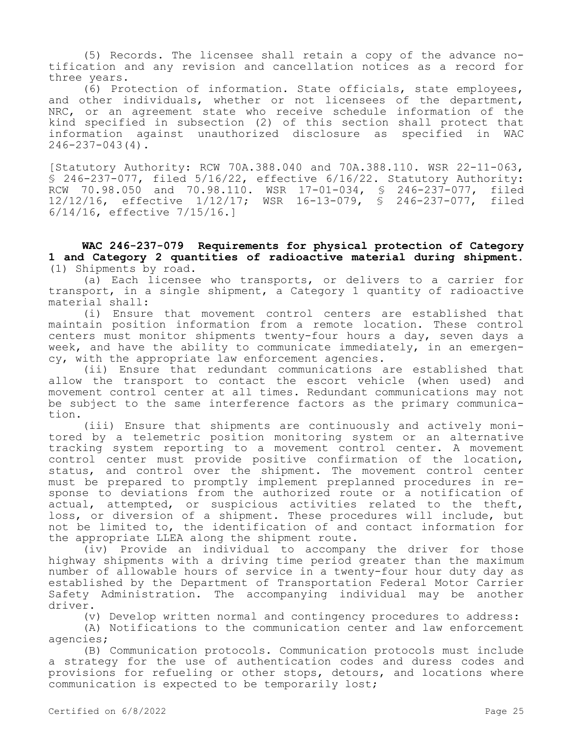(5) Records. The licensee shall retain a copy of the advance notification and any revision and cancellation notices as a record for three years.

(6) Protection of information. State officials, state employees, and other individuals, whether or not licensees of the department, NRC, or an agreement state who receive schedule information of the kind specified in subsection (2) of this section shall protect that information against unauthorized disclosure as specified in WAC 246-237-043(4).

[Statutory Authority: RCW 70A.388.040 and 70A.388.110. WSR 22-11-063, § 246-237-077, filed 5/16/22, effective 6/16/22. Statutory Authority: RCW 70.98.050 and 70.98.110. WSR 17-01-034, § 246-237-077, filed 12/12/16, effective 1/12/17; WSR 16-13-079, § 246-237-077, filed 6/14/16, effective 7/15/16.]

**WAC 246-237-079 Requirements for physical protection of Category 1 and Category 2 quantities of radioactive material during shipment.** (1) Shipments by road.

(a) Each licensee who transports, or delivers to a carrier for transport, in a single shipment, a Category 1 quantity of radioactive material shall:

(i) Ensure that movement control centers are established that maintain position information from a remote location. These control centers must monitor shipments twenty-four hours a day, seven days a week, and have the ability to communicate immediately, in an emergency, with the appropriate law enforcement agencies.

(ii) Ensure that redundant communications are established that allow the transport to contact the escort vehicle (when used) and movement control center at all times. Redundant communications may not be subject to the same interference factors as the primary communication.

(iii) Ensure that shipments are continuously and actively monitored by a telemetric position monitoring system or an alternative tracking system reporting to a movement control center. A movement control center must provide positive confirmation of the location, status, and control over the shipment. The movement control center must be prepared to promptly implement preplanned procedures in response to deviations from the authorized route or a notification of actual, attempted, or suspicious activities related to the theft, loss, or diversion of a shipment. These procedures will include, but not be limited to, the identification of and contact information for the appropriate LLEA along the shipment route.

(iv) Provide an individual to accompany the driver for those highway shipments with a driving time period greater than the maximum number of allowable hours of service in a twenty-four hour duty day as established by the Department of Transportation Federal Motor Carrier Safety Administration. The accompanying individual may be another driver.

(v) Develop written normal and contingency procedures to address:

(A) Notifications to the communication center and law enforcement agencies;

(B) Communication protocols. Communication protocols must include a strategy for the use of authentication codes and duress codes and provisions for refueling or other stops, detours, and locations where communication is expected to be temporarily lost;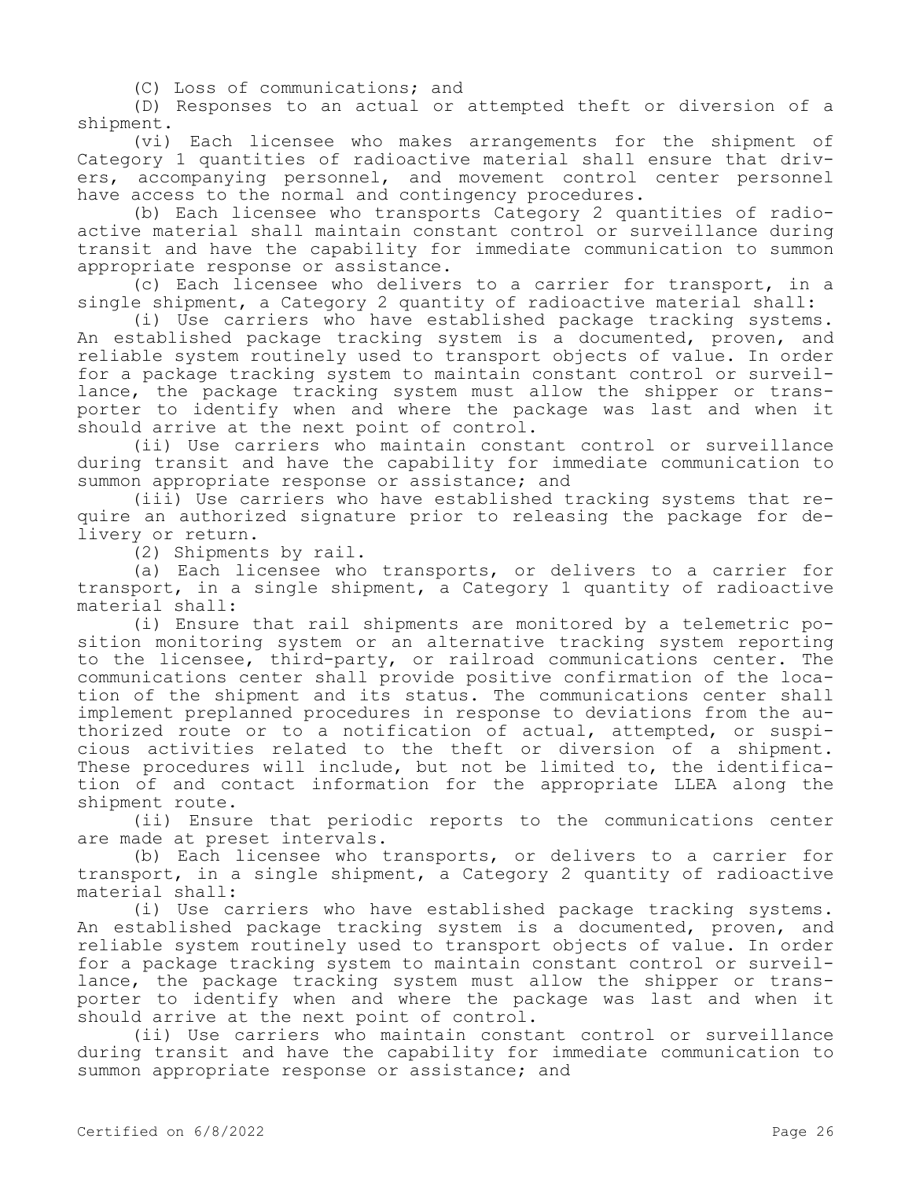(C) Loss of communications; and

(D) Responses to an actual or attempted theft or diversion of a shipment.

(vi) Each licensee who makes arrangements for the shipment of Category 1 quantities of radioactive material shall ensure that drivers, accompanying personnel, and movement control center personnel have access to the normal and contingency procedures.

(b) Each licensee who transports Category 2 quantities of radioactive material shall maintain constant control or surveillance during transit and have the capability for immediate communication to summon appropriate response or assistance.

(c) Each licensee who delivers to a carrier for transport, in a single shipment, a Category 2 quantity of radioactive material shall:

(i) Use carriers who have established package tracking systems. An established package tracking system is a documented, proven, and reliable system routinely used to transport objects of value. In order for a package tracking system to maintain constant control or surveillance, the package tracking system must allow the shipper or transporter to identify when and where the package was last and when it should arrive at the next point of control.

(ii) Use carriers who maintain constant control or surveillance during transit and have the capability for immediate communication to summon appropriate response or assistance; and

(iii) Use carriers who have established tracking systems that require an authorized signature prior to releasing the package for delivery or return.

(2) Shipments by rail.

(a) Each licensee who transports, or delivers to a carrier for transport, in a single shipment, a Category 1 quantity of radioactive material shall:

(i) Ensure that rail shipments are monitored by a telemetric position monitoring system or an alternative tracking system reporting to the licensee, third-party, or railroad communications center. The communications center shall provide positive confirmation of the location of the shipment and its status. The communications center shall implement preplanned procedures in response to deviations from the authorized route or to a notification of actual, attempted, or suspicious activities related to the theft or diversion of a shipment. These procedures will include, but not be limited to, the identification of and contact information for the appropriate LLEA along the shipment route.

(ii) Ensure that periodic reports to the communications center are made at preset intervals.

(b) Each licensee who transports, or delivers to a carrier for transport, in a single shipment, a Category 2 quantity of radioactive material shall:

(i) Use carriers who have established package tracking systems. An established package tracking system is a documented, proven, and reliable system routinely used to transport objects of value. In order for a package tracking system to maintain constant control or surveillance, the package tracking system must allow the shipper or transporter to identify when and where the package was last and when it should arrive at the next point of control.

(ii) Use carriers who maintain constant control or surveillance during transit and have the capability for immediate communication to summon appropriate response or assistance; and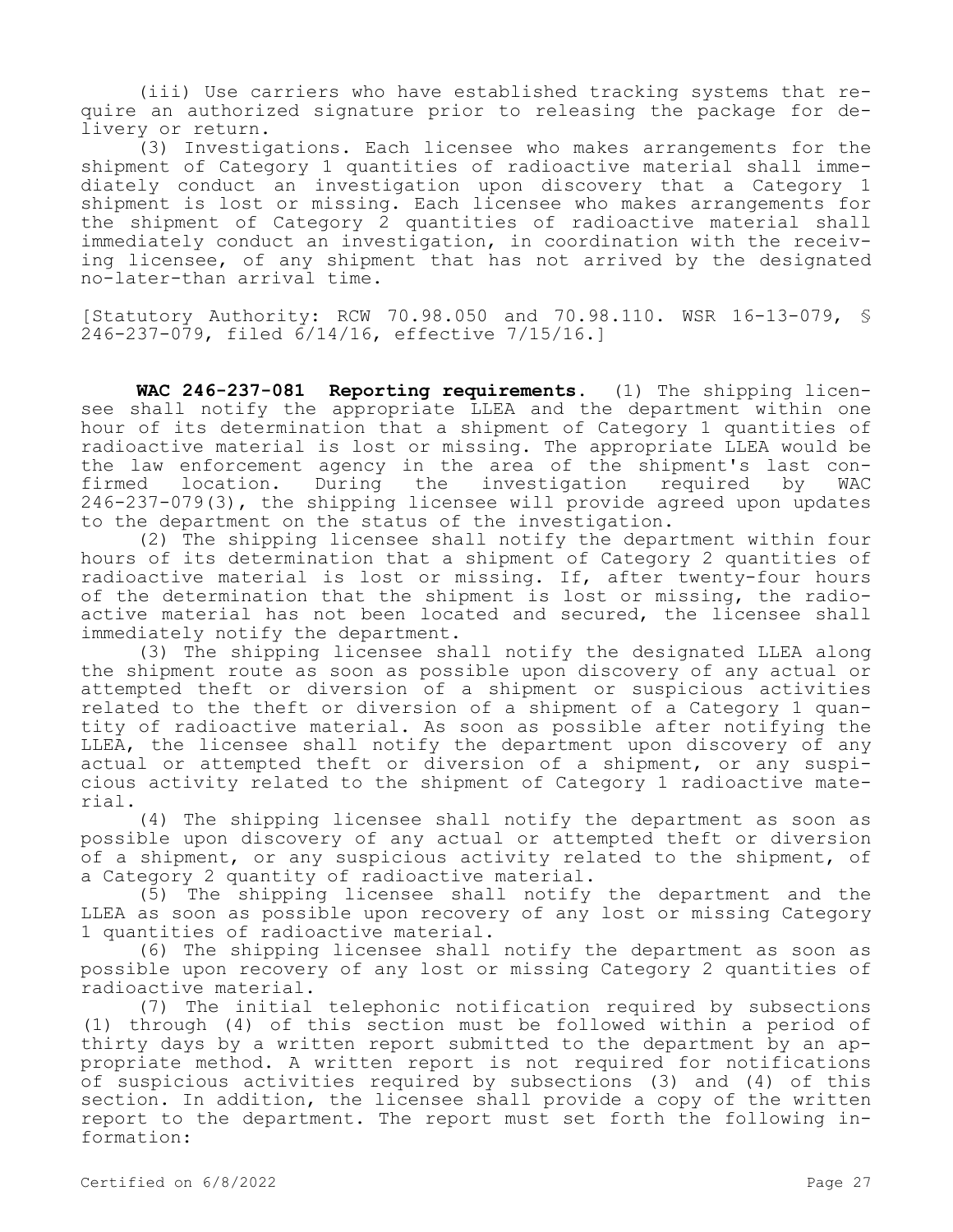(iii) Use carriers who have established tracking systems that require an authorized signature prior to releasing the package for delivery or return.

(3) Investigations. Each licensee who makes arrangements for the shipment of Category 1 quantities of radioactive material shall immediately conduct an investigation upon discovery that a Category 1 shipment is lost or missing. Each licensee who makes arrangements for the shipment of Category 2 quantities of radioactive material shall immediately conduct an investigation, in coordination with the receiving licensee, of any shipment that has not arrived by the designated no-later-than arrival time.

[Statutory Authority: RCW 70.98.050 and 70.98.110. WSR 16-13-079, § 246-237-079, filed 6/14/16, effective 7/15/16.]

**WAC 246-237-081 Reporting requirements.** (1) The shipping licensee shall notify the appropriate LLEA and the department within one hour of its determination that a shipment of Category 1 quantities of radioactive material is lost or missing. The appropriate LLEA would be the law enforcement agency in the area of the shipment's last confirmed location. During the investigation required by WAC 246-237-079(3), the shipping licensee will provide agreed upon updates to the department on the status of the investigation.

(2) The shipping licensee shall notify the department within four hours of its determination that a shipment of Category 2 quantities of radioactive material is lost or missing. If, after twenty-four hours of the determination that the shipment is lost or missing, the radioactive material has not been located and secured, the licensee shall immediately notify the department.

(3) The shipping licensee shall notify the designated LLEA along the shipment route as soon as possible upon discovery of any actual or attempted theft or diversion of a shipment or suspicious activities related to the theft or diversion of a shipment of a Category 1 quantity of radioactive material. As soon as possible after notifying the LLEA, the licensee shall notify the department upon discovery of any actual or attempted theft or diversion of a shipment, or any suspicious activity related to the shipment of Category 1 radioactive material.

(4) The shipping licensee shall notify the department as soon as possible upon discovery of any actual or attempted theft or diversion of a shipment, or any suspicious activity related to the shipment, of a Category 2 quantity of radioactive material.

(5) The shipping licensee shall notify the department and the LLEA as soon as possible upon recovery of any lost or missing Category 1 quantities of radioactive material.

(6) The shipping licensee shall notify the department as soon as possible upon recovery of any lost or missing Category 2 quantities of radioactive material.

(7) The initial telephonic notification required by subsections (1) through (4) of this section must be followed within a period of thirty days by a written report submitted to the department by an appropriate method. A written report is not required for notifications of suspicious activities required by subsections (3) and (4) of this section. In addition, the licensee shall provide a copy of the written report to the department. The report must set forth the following information: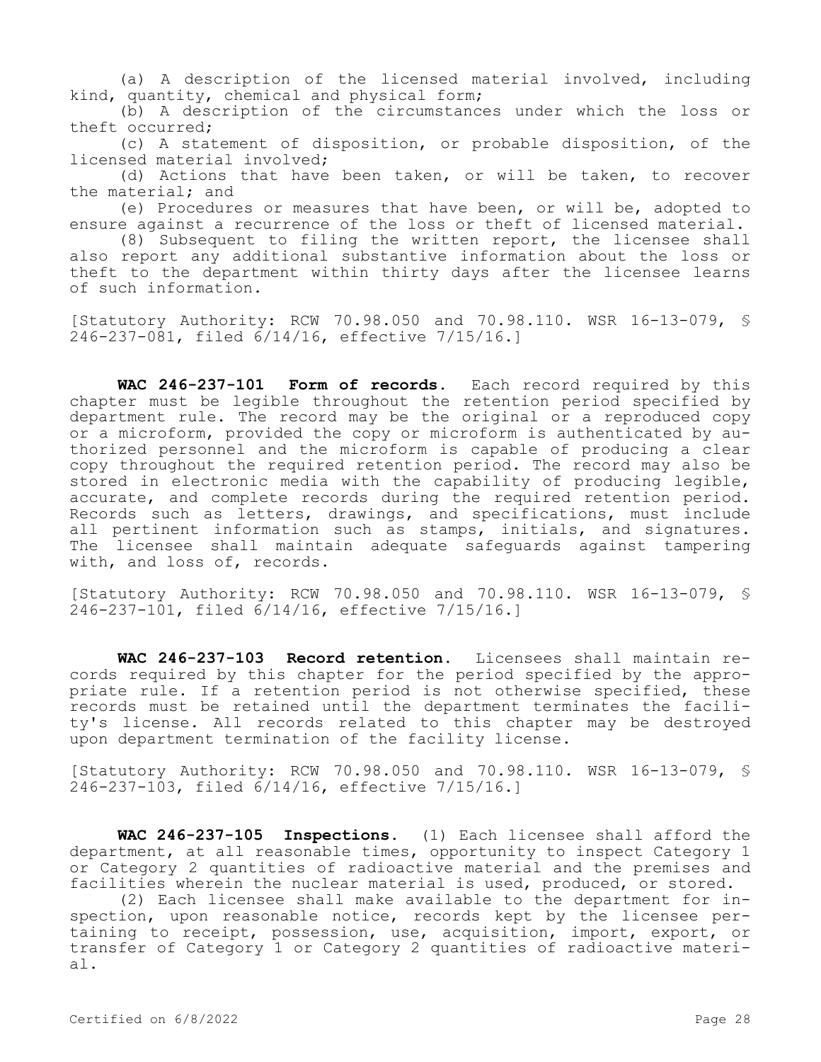(a) A description of the licensed material involved, including kind, quantity, chemical and physical form;

(b) A description of the circumstances under which the loss or theft occurred;

(c) A statement of disposition, or probable disposition, of the licensed material involved;

(d) Actions that have been taken, or will be taken, to recover the material; and

(e) Procedures or measures that have been, or will be, adopted to ensure against a recurrence of the loss or theft of licensed material.

(8) Subsequent to filing the written report, the licensee shall also report any additional substantive information about the loss or theft to the department within thirty days after the licensee learns of such information.

[Statutory Authority: RCW 70.98.050 and 70.98.110. WSR 16-13-079, § 246-237-081, filed 6/14/16, effective 7/15/16.]

**WAC 246-237-101 Form of records.** Each record required by this chapter must be legible throughout the retention period specified by department rule. The record may be the original or a reproduced copy or a microform, provided the copy or microform is authenticated by authorized personnel and the microform is capable of producing a clear copy throughout the required retention period. The record may also be stored in electronic media with the capability of producing legible, accurate, and complete records during the required retention period. Records such as letters, drawings, and specifications, must include all pertinent information such as stamps, initials, and signatures. The licensee shall maintain adequate safeguards against tampering with, and loss of, records.

[Statutory Authority: RCW 70.98.050 and 70.98.110. WSR 16-13-079, § 246-237-101, filed 6/14/16, effective 7/15/16.]

**WAC 246-237-103 Record retention.** Licensees shall maintain records required by this chapter for the period specified by the appropriate rule. If a retention period is not otherwise specified, these records must be retained until the department terminates the facility's license. All records related to this chapter may be destroyed upon department termination of the facility license.

[Statutory Authority: RCW 70.98.050 and 70.98.110. WSR 16-13-079, § 246-237-103, filed 6/14/16, effective 7/15/16.]

**WAC 246-237-105 Inspections.** (1) Each licensee shall afford the department, at all reasonable times, opportunity to inspect Category 1 or Category 2 quantities of radioactive material and the premises and facilities wherein the nuclear material is used, produced, or stored.

(2) Each licensee shall make available to the department for inspection, upon reasonable notice, records kept by the licensee pertaining to receipt, possession, use, acquisition, import, export, or transfer of Category 1 or Category 2 quantities of radioactive material.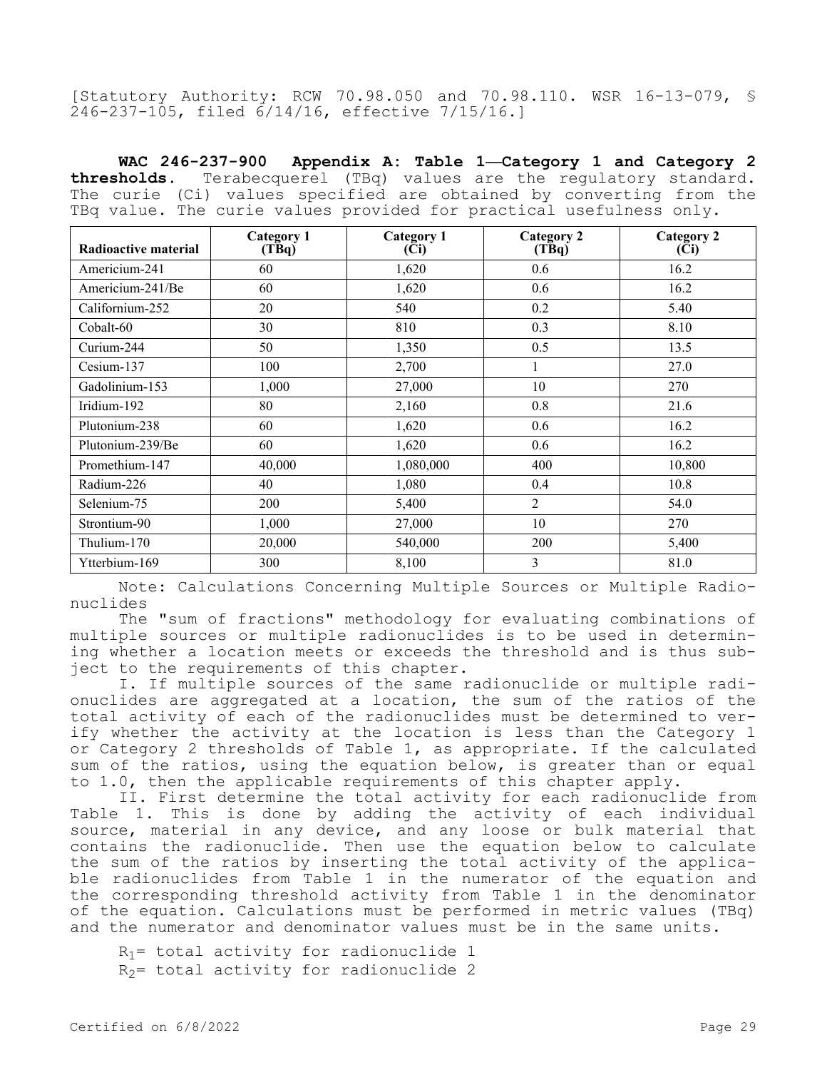[Statutory Authority: RCW 70.98.050 and 70.98.110. WSR 16-13-079, § 246-237-105, filed 6/14/16, effective 7/15/16.]

**WAC 246-237-900 Appendix A: Table 1—Category 1 and Category 2 thresholds.** Terabecquerel (TBq) values are the regulatory standard. The curie (Ci) values specified are obtained by converting from the TBq value. The curie values provided for practical usefulness only.

| Radioactive material | Category 1 (TBq) | Category 1 (Ci) | Category 2 (TBq) | Category 2 (Ci) |
|---|---|---|---|---|
| Americium-241 | 60 | 1,620 | 0.6 | 16.2 |
| Americium-241/Be | 60 | 1,620 | 0.6 | 16.2 |
| Californium-252 | 20 | 540 | 0.2 | 5.40 |
| Cobalt-60 | 30 | 810 | 0.3 | 8.10 |
| Curium-244 | 50 | 1,350 | 0.5 | 13.5 |
| Cesium-137 | 100 | 2,700 | 1 | 27.0 |
| Gadolinium-153 | 1,000 | 27,000 | 10 | 270 |
| Iridium-192 | 80 | 2,160 | 0.8 | 21.6 |
| Plutonium-238 | 60 | 1,620 | 0.6 | 16.2 |
| Plutonium-239/Be | 60 | 1,620 | 0.6 | 16.2 |
| Promethium-147 | 40,000 | 1,080,000 | 400 | 10,800 |
| Radium-226 | 40 | 1,080 | 0.4 | 10.8 |
| Selenium-75 | 200 | 5,400 | 2 | 54.0 |
| Strontium-90 | 1,000 | 27,000 | 10 | 270 |
| Thulium-170 | 20,000 | 540,000 | 200 | 5,400 |
| Ytterbium-169 | 300 | 8,100 | 3 | 81.0 |

Note: Calculations Concerning Multiple Sources or Multiple Radionuclides

The "sum of fractions" methodology for evaluating combinations of multiple sources or multiple radionuclides is to be used in determining whether a location meets or exceeds the threshold and is thus subject to the requirements of this chapter.

I. If multiple sources of the same radionuclide or multiple radionuclides are aggregated at a location, the sum of the ratios of the total activity of each of the radionuclides must be determined to verify whether the activity at the location is less than the Category 1 or Category 2 thresholds of Table 1, as appropriate. If the calculated sum of the ratios, using the equation below, is greater than or equal to 1.0, then the applicable requirements of this chapter apply.

II. First determine the total activity for each radionuclide from Table 1. This is done by adding the activity of each individual source, material in any device, and any loose or bulk material that contains the radionuclide. Then use the equation below to calculate the sum of the ratios by inserting the total activity of the applicable radionuclides from Table 1 in the numerator of the equation and the corresponding threshold activity from Table 1 in the denominator of the equation. Calculations must be performed in metric values (TBq) and the numerator and denominator values must be in the same units.

$R_1$= total activity for radionuclide 1

$R_2$= total activity for radionuclide 2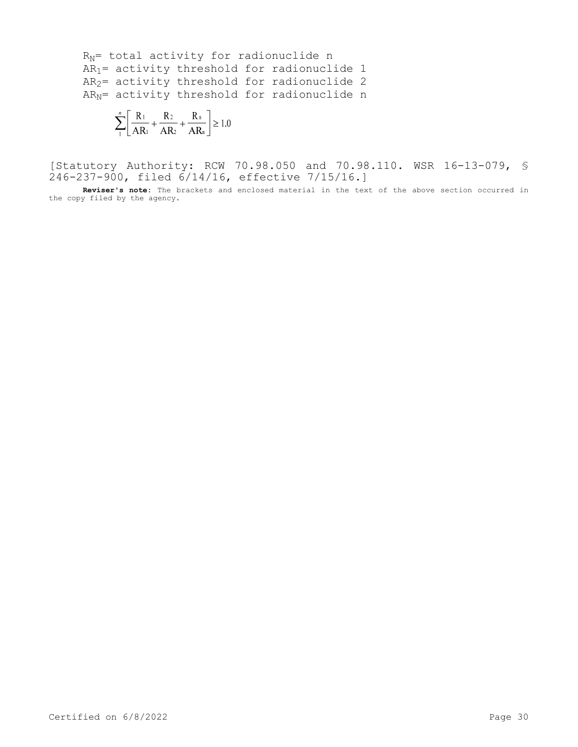$R_N$= total activity for radionuclide n

$AR_1$= activity threshold for radionuclide 1

$AR_2$= activity threshold for radionuclide 2

$AR_N$= activity threshold for radionuclide n

$$\sum_{1}^{n}\left[\frac{R_1}{AR_1}+\frac{R_2}{AR_2}+\frac{R_n}{AR_n}\right]\geq 1.0$$

[Statutory Authority: RCW 70.98.050 and 70.98.110. WSR 16-13-079, § 246-237-900, filed 6/14/16, effective 7/15/16.]

**Reviser's note**: The brackets and enclosed material in the text of the above section occurred in the copy filed by the agency.